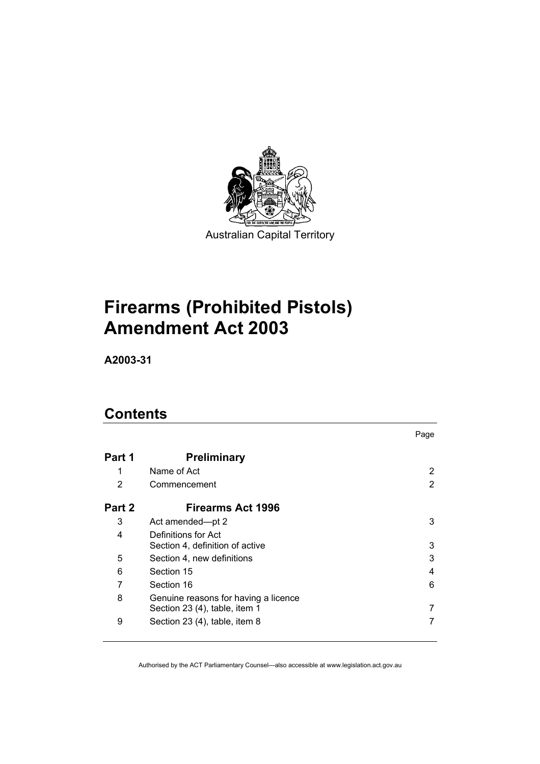Australian Capital Territory

# Firearms (Prohibited Pistols) Amendment Act 2003

**A2003-31**

## Contents

| | | Page |
|---|---|---|
| **Part 1** | **Preliminary** | |
| 1 | Name of Act | 2 |
| 2 | Commencement | 2 |
| **Part 2** | **Firearms Act 1996** | |
| 3 | Act amended—pt 2 | 3 |
| 4 | Definitions for Act<br>Section 4, definition of active | 3 |
| 5 | Section 4, new definitions | 3 |
| 6 | Section 15 | 4 |
| 7 | Section 16 | 6 |
| 8 | Genuine reasons for having a licence<br>Section 23 (4), table, item 1 | 7 |
| 9 | Section 23 (4), table, item 8 | 7 |

Authorised by the ACT Parliamentary Counsel—also accessible at www.legislation.act.gov.au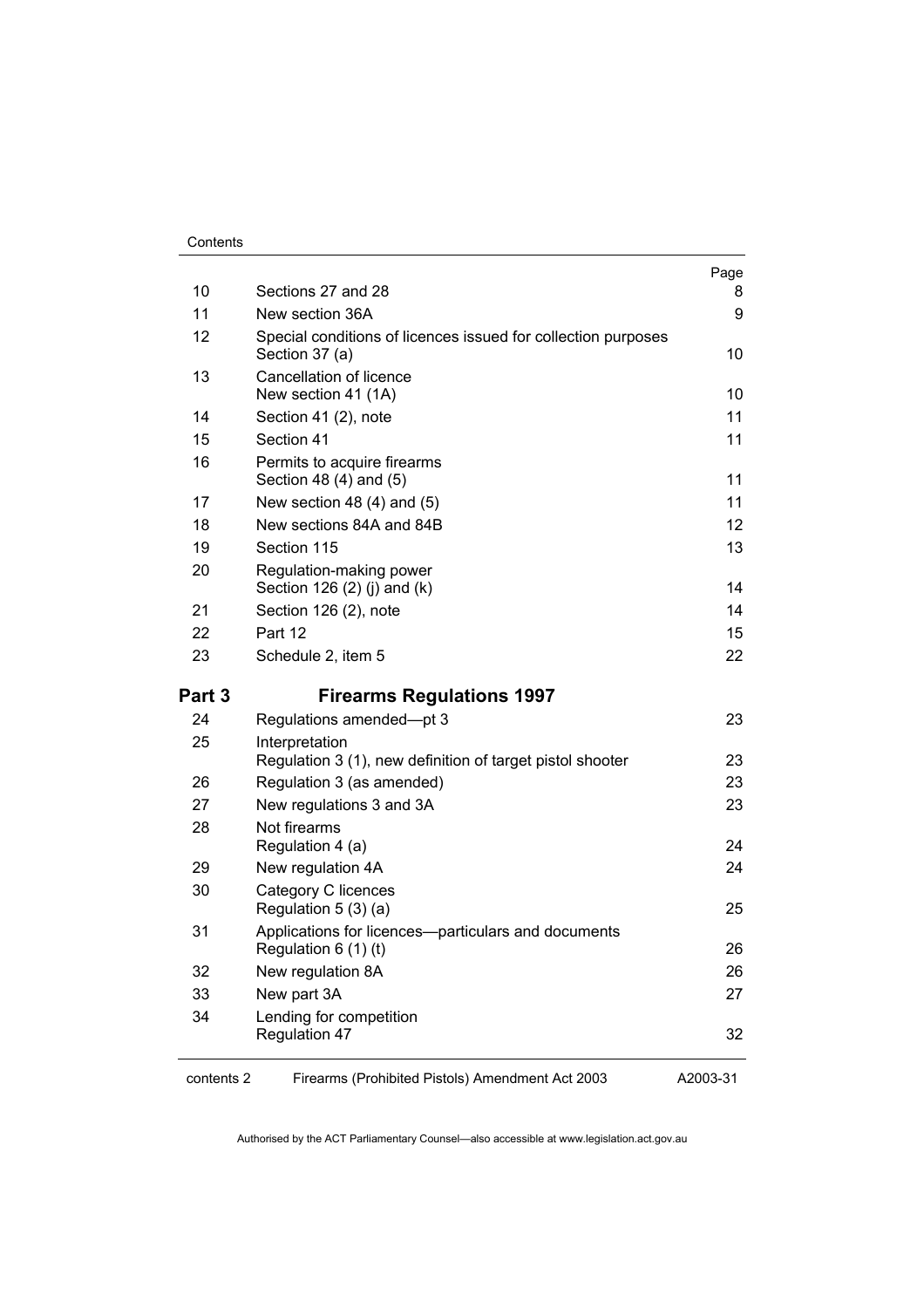| | | Page |
|---|---|---|
| 10 | Sections 27 and 28 | 8 |
| 11 | New section 36A | 9 |
| 12 | Special conditions of licences issued for collection purposes<br>Section 37 (a) | 10 |
| 13 | Cancellation of licence<br>New section 41 (1A) | 10 |
| 14 | Section 41 (2), note | 11 |
| 15 | Section 41 | 11 |
| 16 | Permits to acquire firearms<br>Section 48 (4) and (5) | 11 |
| 17 | New section 48 (4) and (5) | 11 |
| 18 | New sections 84A and 84B | 12 |
| 19 | Section 115 | 13 |
| 20 | Regulation-making power<br>Section 126 (2) (j) and (k) | 14 |
| 21 | Section 126 (2), note | 14 |
| 22 | Part 12 | 15 |
| 23 | Schedule 2, item 5 | 22 |

## Part 3 Firearms Regulations 1997

| | | |
|---|---|---|
| 24 | Regulations amended—pt 3 | 23 |
| 25 | Interpretation<br>Regulation 3 (1), new definition of target pistol shooter | 23 |
| 26 | Regulation 3 (as amended) | 23 |
| 27 | New regulations 3 and 3A | 23 |
| 28 | Not firearms<br>Regulation 4 (a) | 24 |
| 29 | New regulation 4A | 24 |
| 30 | Category C licences<br>Regulation 5 (3) (a) | 25 |
| 31 | Applications for licences—particulars and documents<br>Regulation 6 (1) (t) | 26 |
| 32 | New regulation 8A | 26 |
| 33 | New part 3A | 27 |
| 34 | Lending for competition<br>Regulation 47 | 32 |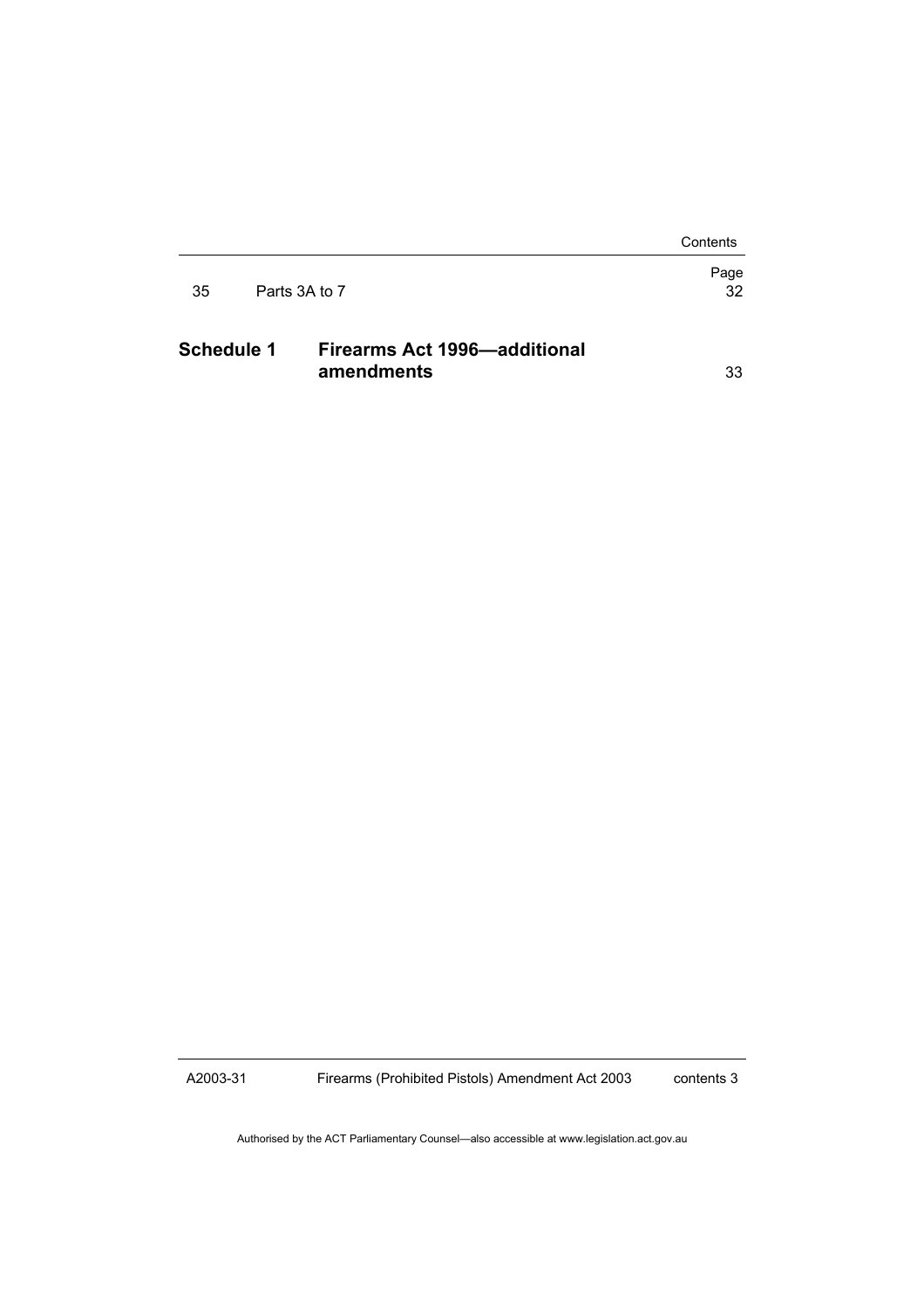| | | Page |
|---|---|---|
| 35 | Parts 3A to 7 | 32 |
| **Schedule 1** | **Firearms Act 1996—additional amendments** | 33 |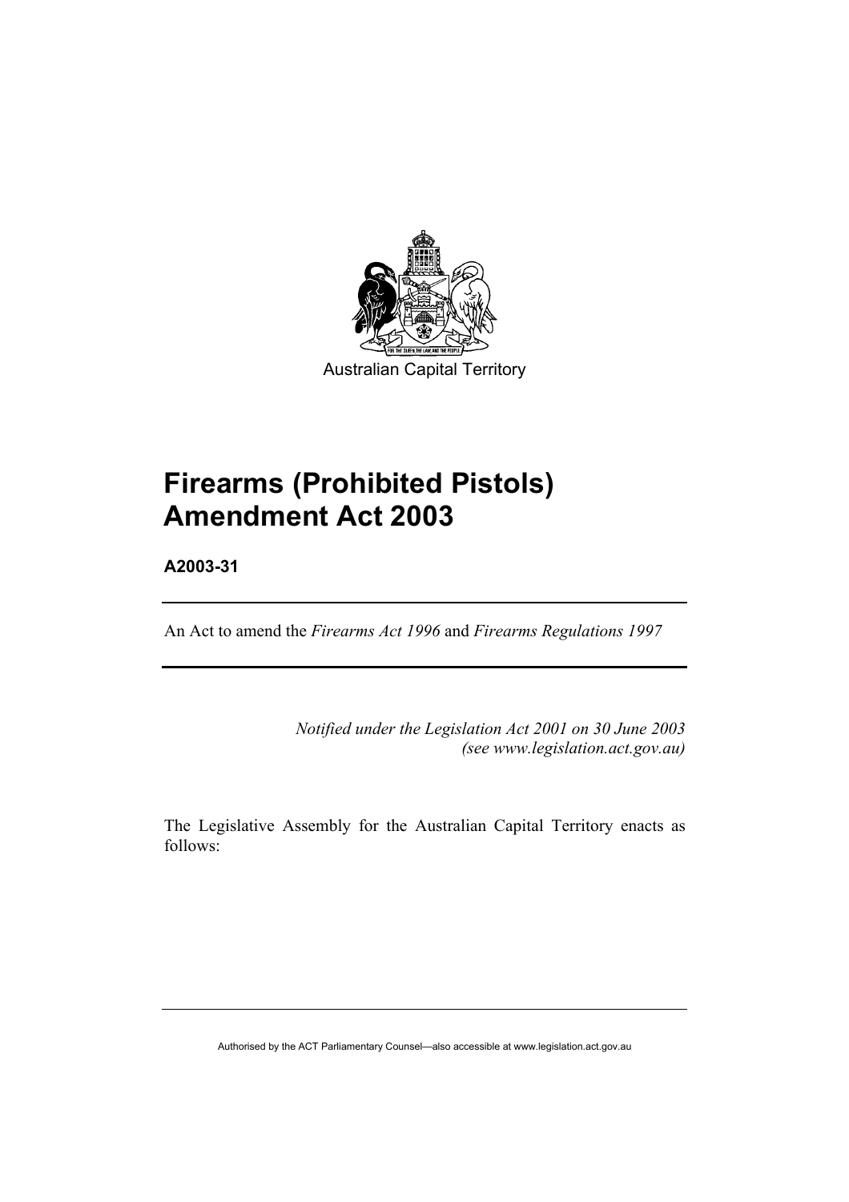Australian Capital Territory

# Firearms (Prohibited Pistols) Amendment Act 2003

**A2003-31**

An Act to amend the *Firearms Act 1996* and *Firearms Regulations 1997*

*Notified under the Legislation Act 2001 on 30 June 2003*
*(see www.legislation.act.gov.au)*

The Legislative Assembly for the Australian Capital Territory enacts as follows: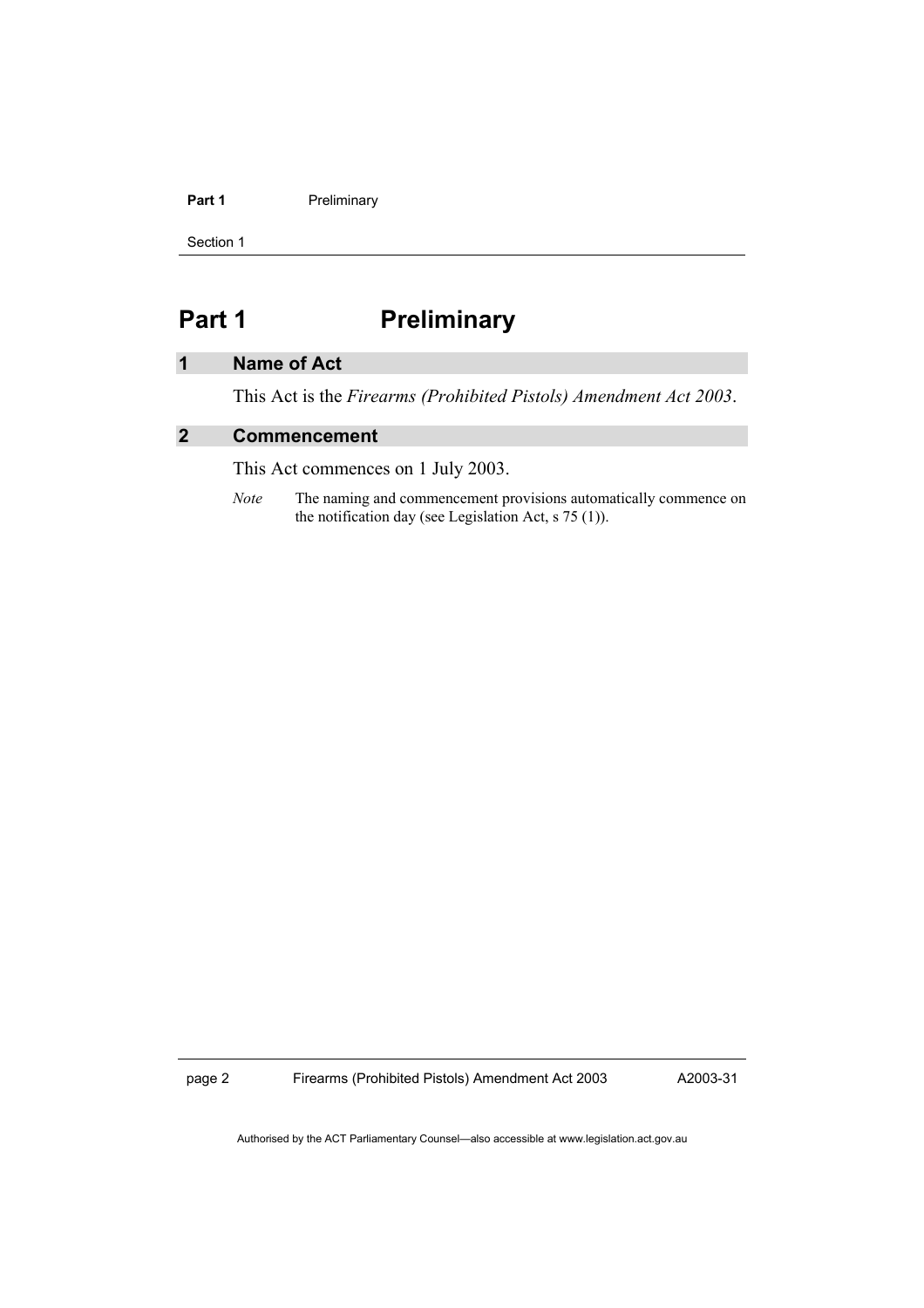# Part 1 Preliminary

## 1 Name of Act

This Act is the *Firearms (Prohibited Pistols) Amendment Act 2003*.

## 2 Commencement

This Act commences on 1 July 2003.

*Note* The naming and commencement provisions automatically commence on the notification day (see Legislation Act, s 75 (1)).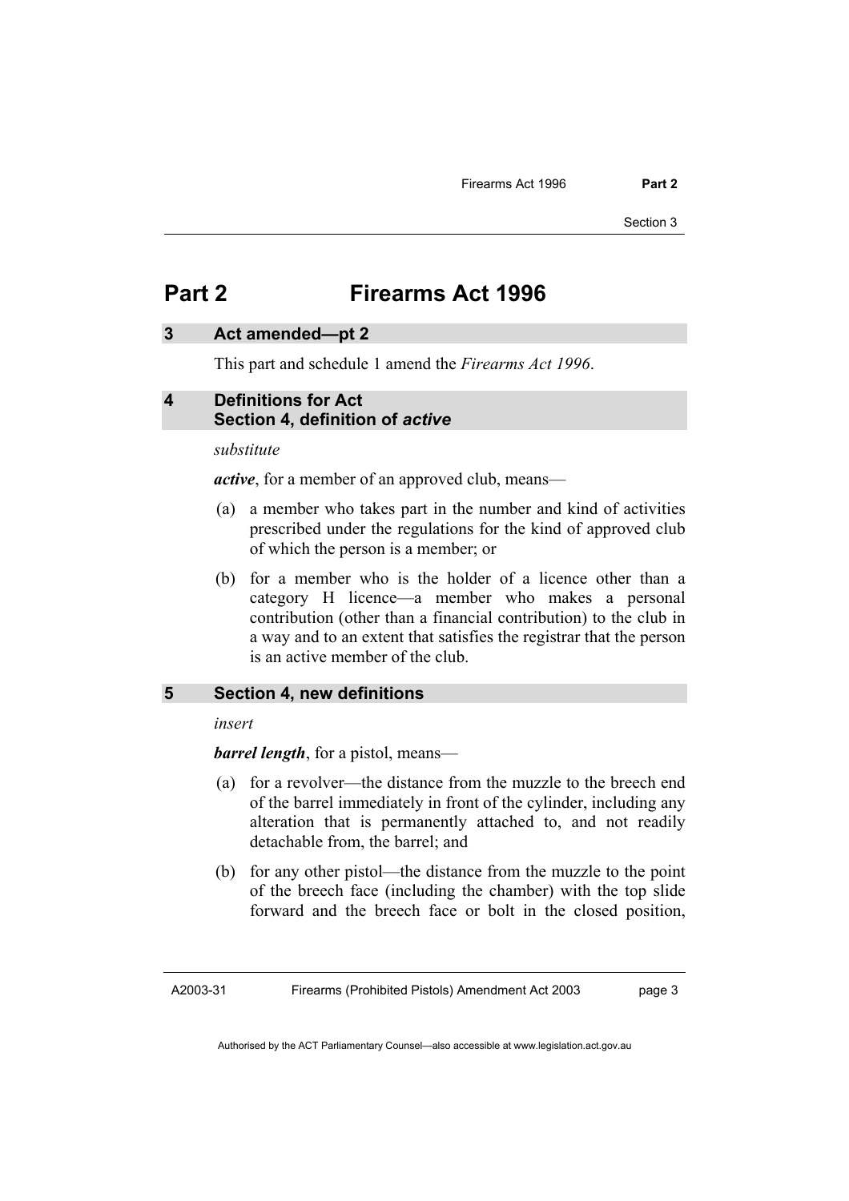# Part 2 Firearms Act 1996

## 3 Act amended—pt 2

This part and schedule 1 amend the *Firearms Act 1996*.

## 4 Definitions for Act Section 4, definition of ***active***

*substitute*

***active***, for a member of an approved club, means—

(a) a member who takes part in the number and kind of activities prescribed under the regulations for the kind of approved club of which the person is a member; or

(b) for a member who is the holder of a licence other than a category H licence—a member who makes a personal contribution (other than a financial contribution) to the club in a way and to an extent that satisfies the registrar that the person is an active member of the club.

## 5 Section 4, new definitions

*insert*

***barrel length***, for a pistol, means—

(a) for a revolver—the distance from the muzzle to the breech end of the barrel immediately in front of the cylinder, including any alteration that is permanently attached to, and not readily detachable from, the barrel; and

(b) for any other pistol—the distance from the muzzle to the point of the breech face (including the chamber) with the top slide forward and the breech face or bolt in the closed position,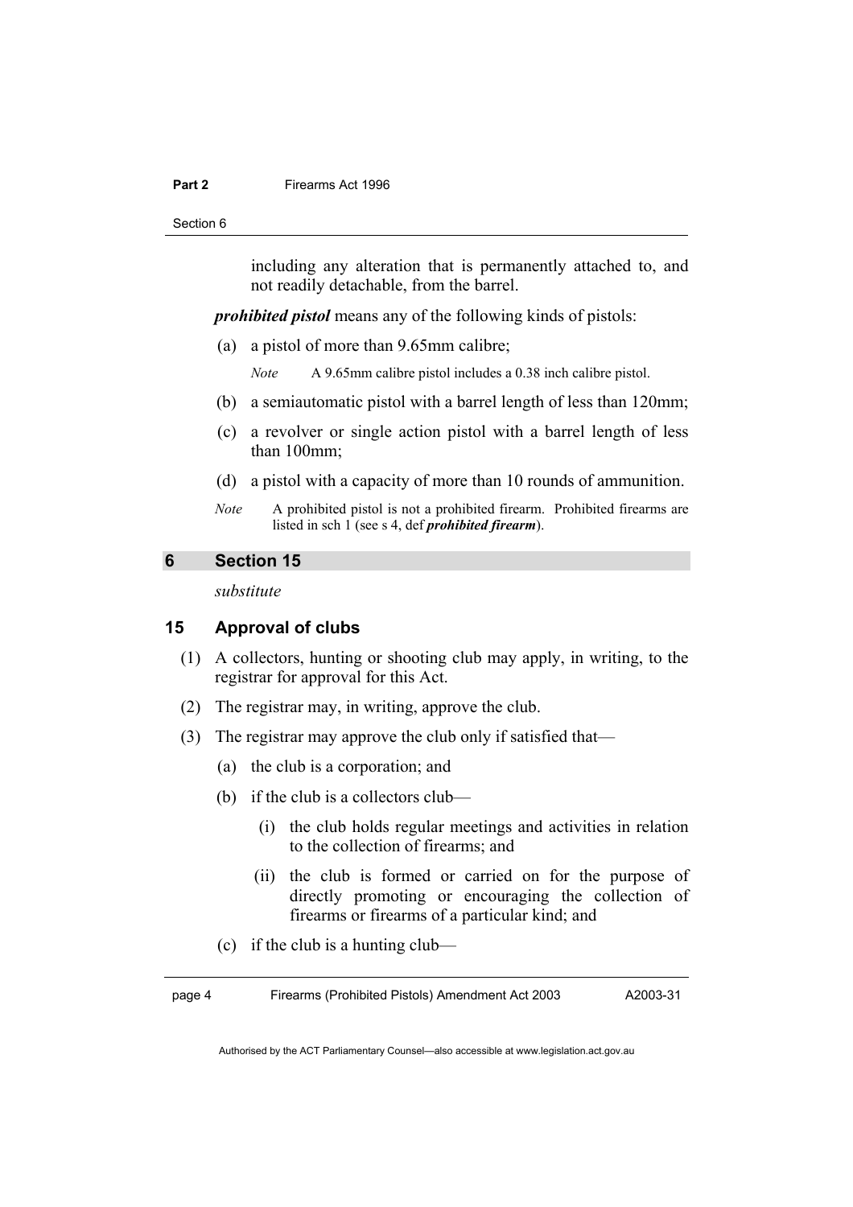including any alteration that is permanently attached to, and not readily detachable, from the barrel.

***prohibited pistol*** means any of the following kinds of pistols:

(a) a pistol of more than 9.65mm calibre;

*Note* A 9.65mm calibre pistol includes a 0.38 inch calibre pistol.

(b) a semiautomatic pistol with a barrel length of less than 120mm;

(c) a revolver or single action pistol with a barrel length of less than 100mm;

(d) a pistol with a capacity of more than 10 rounds of ammunition.

*Note* A prohibited pistol is not a prohibited firearm. Prohibited firearms are listed in sch 1 (see s 4, def ***prohibited firearm***).

## 6 Section 15

*substitute*

### 15 Approval of clubs

(1) A collectors, hunting or shooting club may apply, in writing, to the registrar for approval for this Act.

(2) The registrar may, in writing, approve the club.

(3) The registrar may approve the club only if satisfied that—

(a) the club is a corporation; and

(b) if the club is a collectors club—

(i) the club holds regular meetings and activities in relation to the collection of firearms; and

(ii) the club is formed or carried on for the purpose of directly promoting or encouraging the collection of firearms or firearms of a particular kind; and

(c) if the club is a hunting club—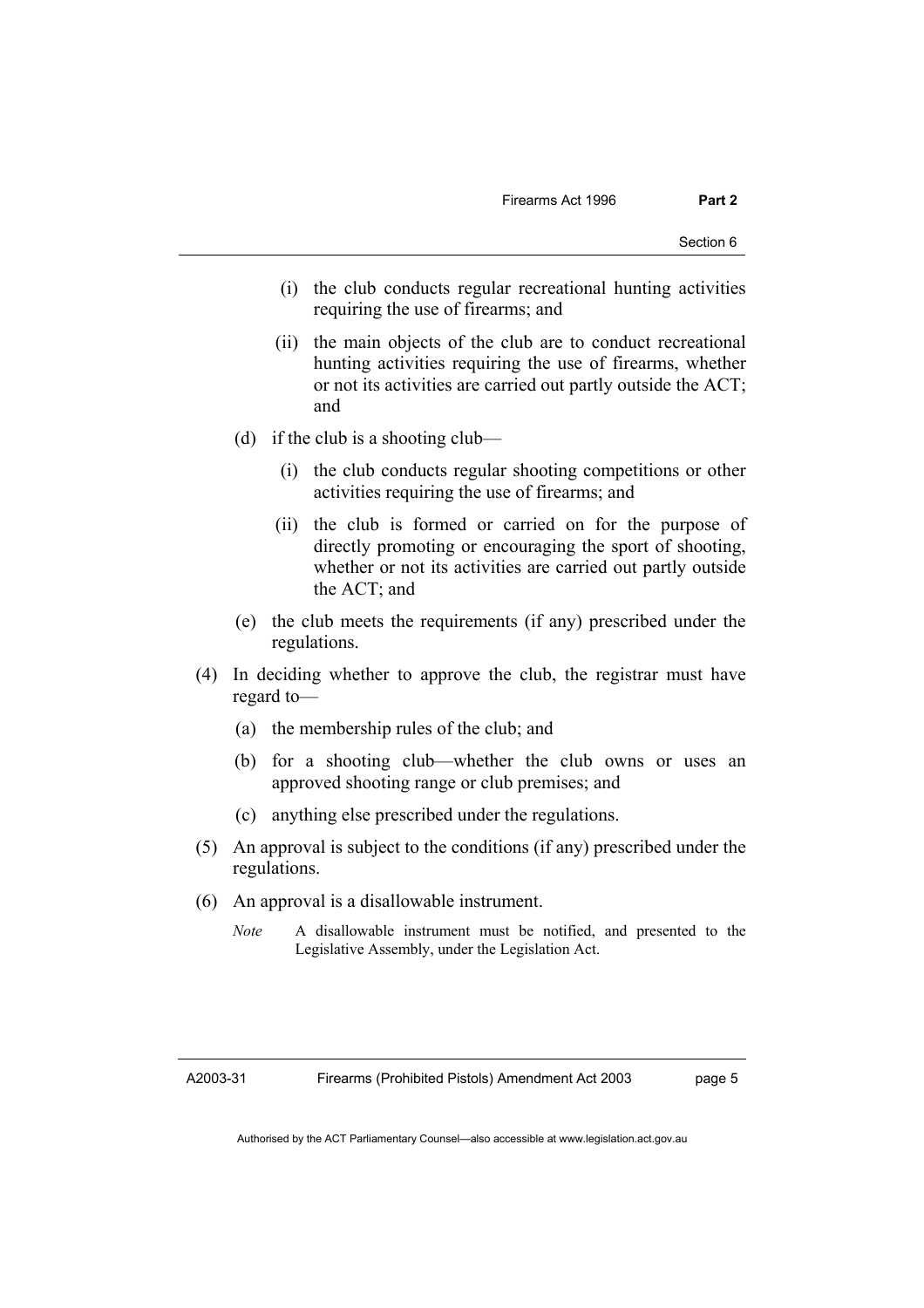(i) the club conducts regular recreational hunting activities requiring the use of firearms; and

(ii) the main objects of the club are to conduct recreational hunting activities requiring the use of firearms, whether or not its activities are carried out partly outside the ACT; and

(d) if the club is a shooting club—

(i) the club conducts regular shooting competitions or other activities requiring the use of firearms; and

(ii) the club is formed or carried on for the purpose of directly promoting or encouraging the sport of shooting, whether or not its activities are carried out partly outside the ACT; and

(e) the club meets the requirements (if any) prescribed under the regulations.

(4) In deciding whether to approve the club, the registrar must have regard to—

(a) the membership rules of the club; and

(b) for a shooting club—whether the club owns or uses an approved shooting range or club premises; and

(c) anything else prescribed under the regulations.

(5) An approval is subject to the conditions (if any) prescribed under the regulations.

(6) An approval is a disallowable instrument.

*Note* A disallowable instrument must be notified, and presented to the Legislative Assembly, under the Legislation Act.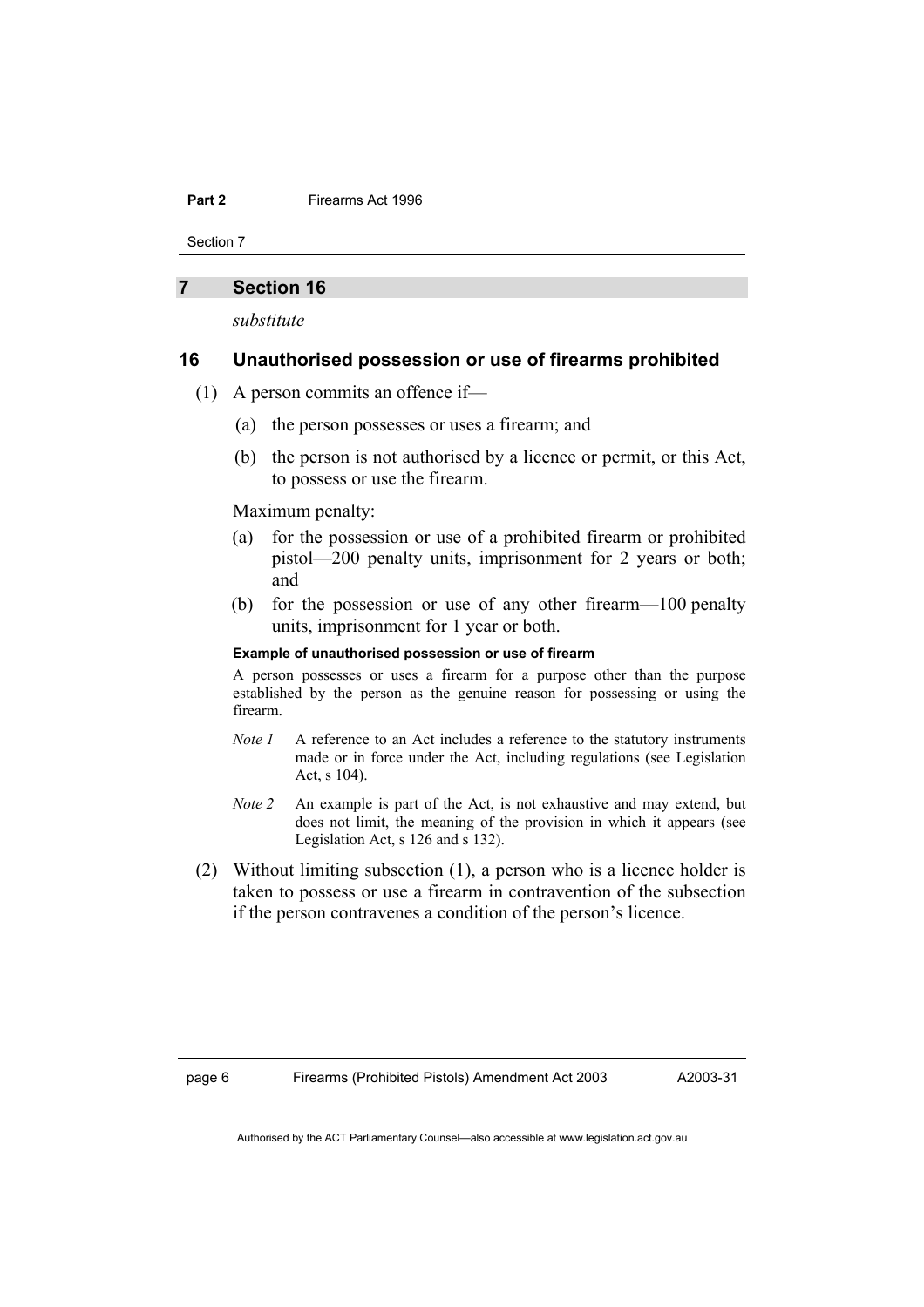## 7 Section 16

*substitute*

### 16 Unauthorised possession or use of firearms prohibited

(1) A person commits an offence if—

(a) the person possesses or uses a firearm; and

(b) the person is not authorised by a licence or permit, or this Act, to possess or use the firearm.

Maximum penalty:

(a) for the possession or use of a prohibited firearm or prohibited pistol—200 penalty units, imprisonment for 2 years or both; and

(b) for the possession or use of any other firearm—100 penalty units, imprisonment for 1 year or both.

**Example of unauthorised possession or use of firearm**

A person possesses or uses a firearm for a purpose other than the purpose established by the person as the genuine reason for possessing or using the firearm.

*Note 1* A reference to an Act includes a reference to the statutory instruments made or in force under the Act, including regulations (see Legislation Act, s 104).

*Note 2* An example is part of the Act, is not exhaustive and may extend, but does not limit, the meaning of the provision in which it appears (see Legislation Act, s 126 and s 132).

(2) Without limiting subsection (1), a person who is a licence holder is taken to possess or use a firearm in contravention of the subsection if the person contravenes a condition of the person's licence.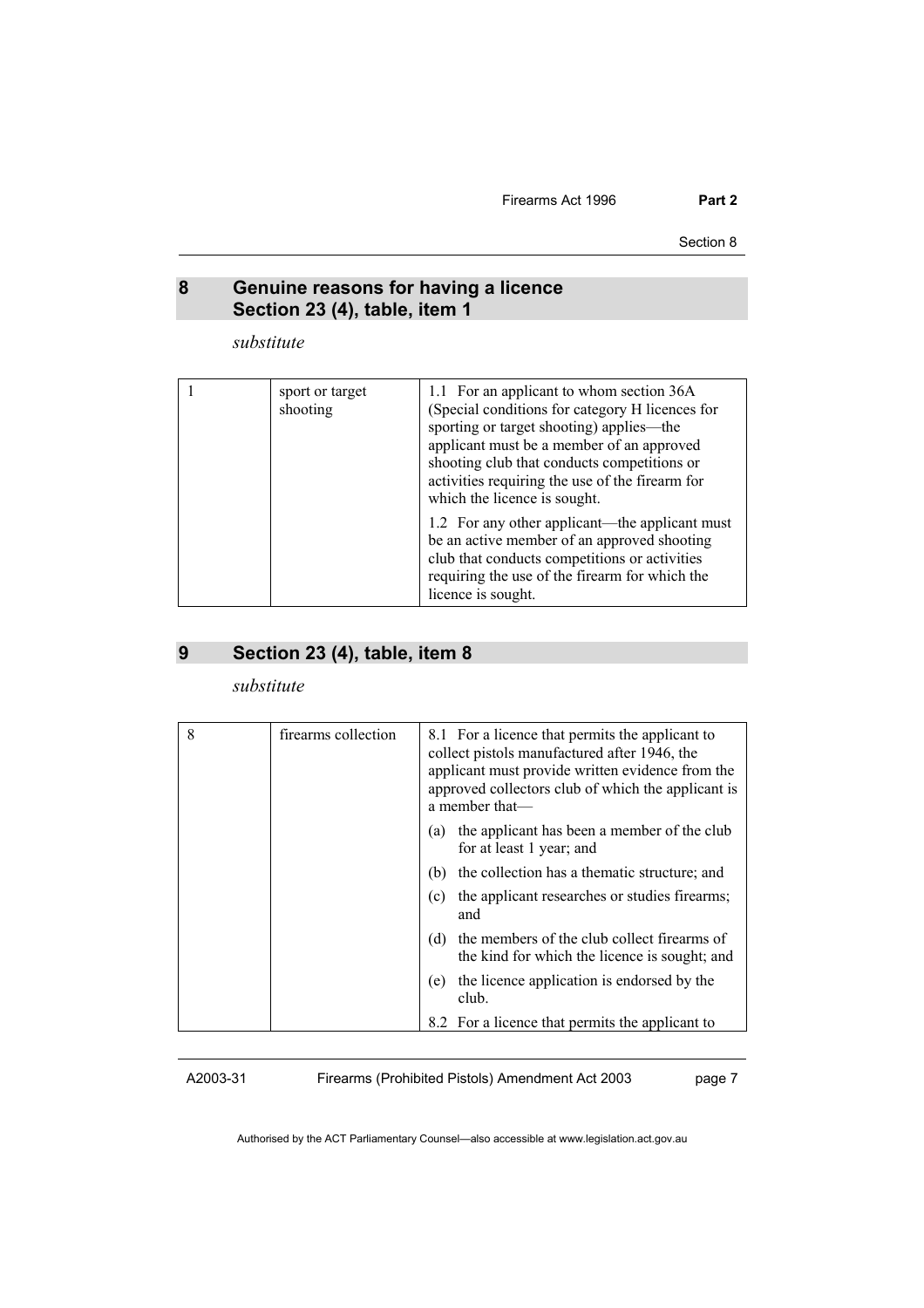## 8 Genuine reasons for having a licence Section 23 (4), table, item 1

*substitute*

| | | |
|---|---|---|
| 1 | sport or target shooting | 1.1 For an applicant to whom section 36A (Special conditions for category H licences for sporting or target shooting) applies—the applicant must be a member of an approved shooting club that conducts competitions or activities requiring the use of the firearm for which the licence is sought.<br><br>1.2 For any other applicant—the applicant must be an active member of an approved shooting club that conducts competitions or activities requiring the use of the firearm for which the licence is sought. |

## 9 Section 23 (4), table, item 8

*substitute*

| | | |
|---|---|---|
| 8 | firearms collection | 8.1 For a licence that permits the applicant to collect pistols manufactured after 1946, the applicant must provide written evidence from the approved collectors club of which the applicant is a member that—<br><br>(a) the applicant has been a member of the club for at least 1 year; and<br><br>(b) the collection has a thematic structure; and<br><br>(c) the applicant researches or studies firearms; and<br><br>(d) the members of the club collect firearms of the kind for which the licence is sought; and<br><br>(e) the licence application is endorsed by the club.<br><br>8.2 For a licence that permits the applicant to |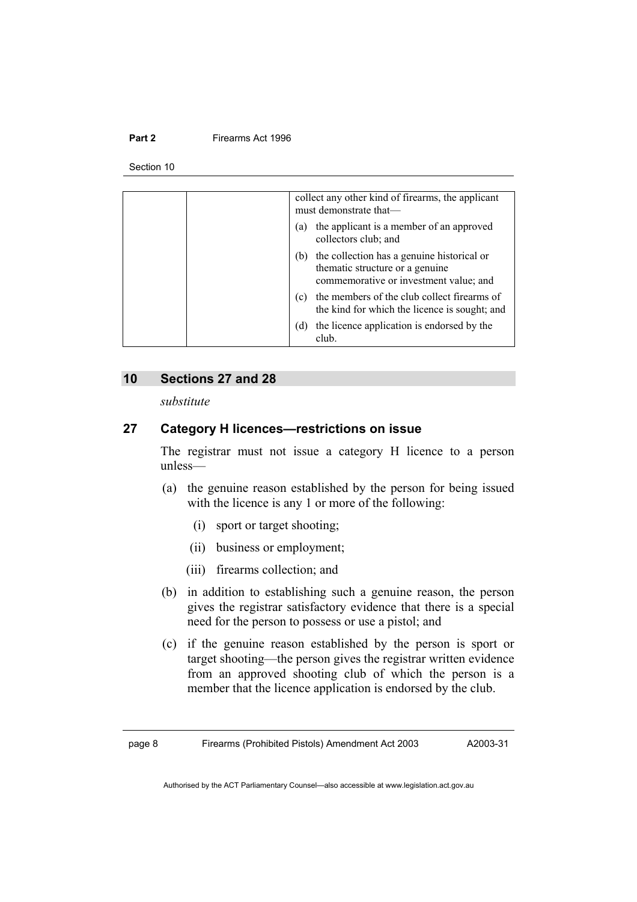| | | collect any other kind of firearms, the applicant must demonstrate that—<br>(a) the applicant is a member of an approved collectors club; and<br>(b) the collection has a genuine historical or thematic structure or a genuine commemorative or investment value; and<br>(c) the members of the club collect firearms of the kind for which the licence is sought; and<br>(d) the licence application is endorsed by the club. |
|---|---|---|

## 10 Sections 27 and 28

*substitute*

### 27 Category H licences—restrictions on issue

The registrar must not issue a category H licence to a person unless—

(a) the genuine reason established by the person for being issued with the licence is any 1 or more of the following:

(i) sport or target shooting;

(ii) business or employment;

(iii) firearms collection; and

(b) in addition to establishing such a genuine reason, the person gives the registrar satisfactory evidence that there is a special need for the person to possess or use a pistol; and

(c) if the genuine reason established by the person is sport or target shooting—the person gives the registrar written evidence from an approved shooting club of which the person is a member that the licence application is endorsed by the club.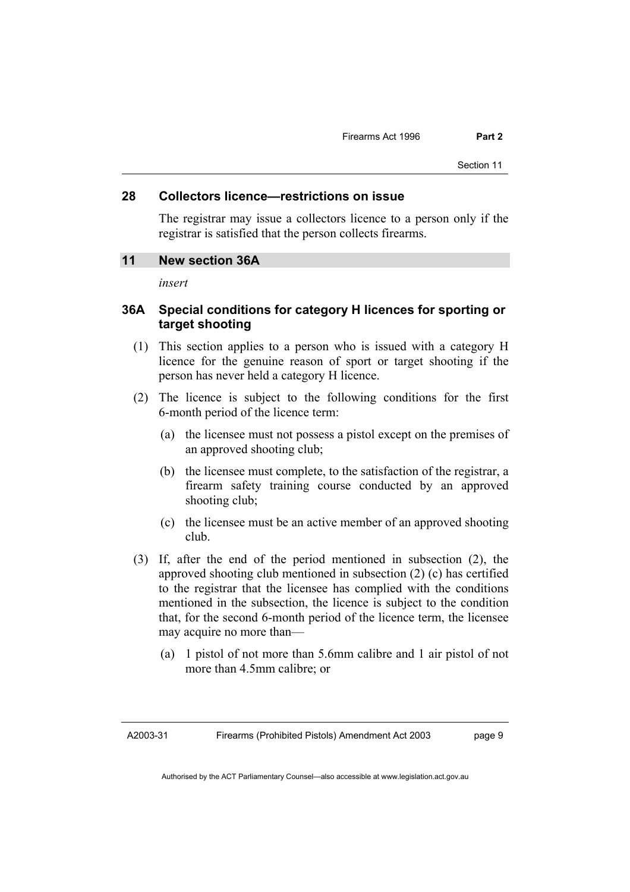### 28 Collectors licence—restrictions on issue

The registrar may issue a collectors licence to a person only if the registrar is satisfied that the person collects firearms.

## 11 New section 36A

*insert*

### 36A Special conditions for category H licences for sporting or target shooting

(1) This section applies to a person who is issued with a category H licence for the genuine reason of sport or target shooting if the person has never held a category H licence.

(2) The licence is subject to the following conditions for the first 6-month period of the licence term:

(a) the licensee must not possess a pistol except on the premises of an approved shooting club;

(b) the licensee must complete, to the satisfaction of the registrar, a firearm safety training course conducted by an approved shooting club;

(c) the licensee must be an active member of an approved shooting club.

(3) If, after the end of the period mentioned in subsection (2), the approved shooting club mentioned in subsection (2) (c) has certified to the registrar that the licensee has complied with the conditions mentioned in the subsection, the licence is subject to the condition that, for the second 6-month period of the licence term, the licensee may acquire no more than—

(a) 1 pistol of not more than 5.6mm calibre and 1 air pistol of not more than 4.5mm calibre; or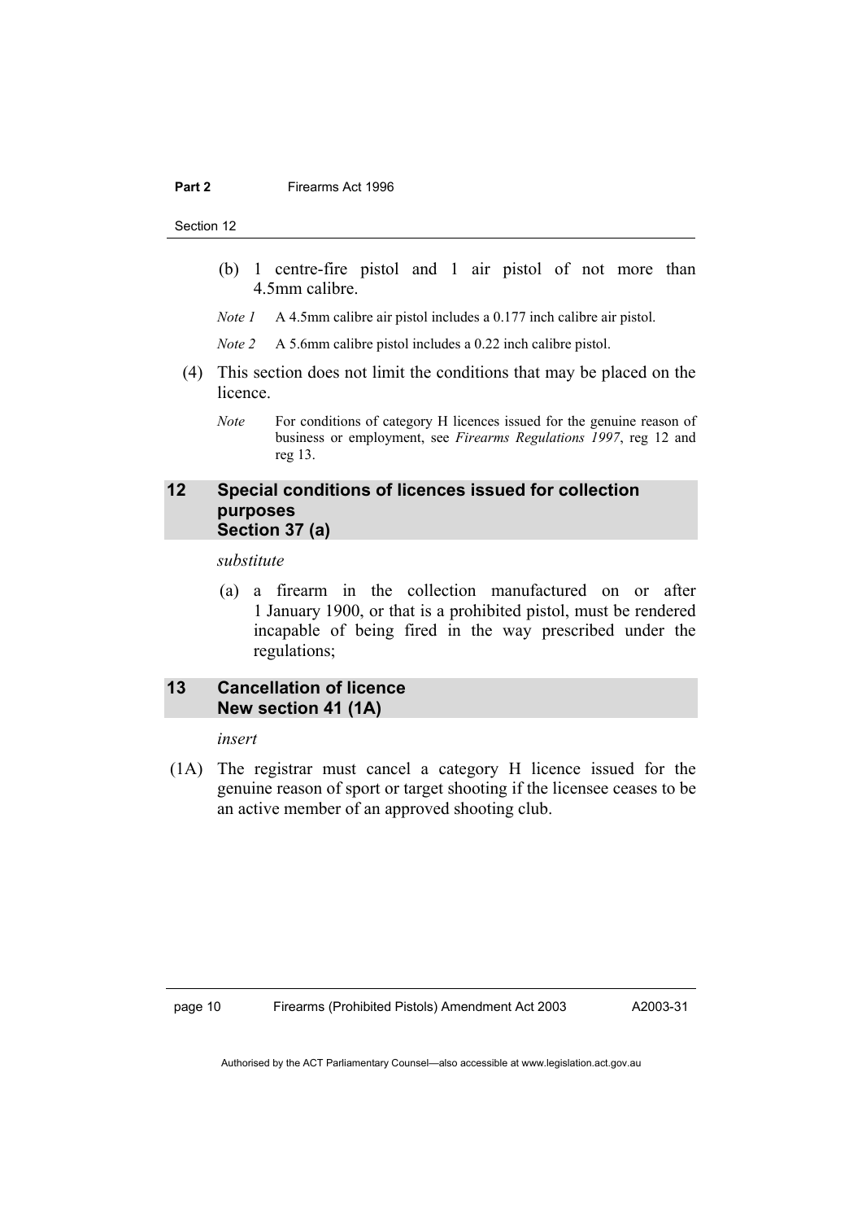(b) 1 centre-fire pistol and 1 air pistol of not more than 4.5mm calibre.

*Note 1* A 4.5mm calibre air pistol includes a 0.177 inch calibre air pistol.

*Note 2* A 5.6mm calibre pistol includes a 0.22 inch calibre pistol.

(4) This section does not limit the conditions that may be placed on the licence.

*Note* For conditions of category H licences issued for the genuine reason of business or employment, see *Firearms Regulations 1997*, reg 12 and reg 13.

## 12 Special conditions of licences issued for collection purposes Section 37 (a)

*substitute*

(a) a firearm in the collection manufactured on or after 1 January 1900, or that is a prohibited pistol, must be rendered incapable of being fired in the way prescribed under the regulations;

## 13 Cancellation of licence New section 41 (1A)

*insert*

(1A) The registrar must cancel a category H licence issued for the genuine reason of sport or target shooting if the licensee ceases to be an active member of an approved shooting club.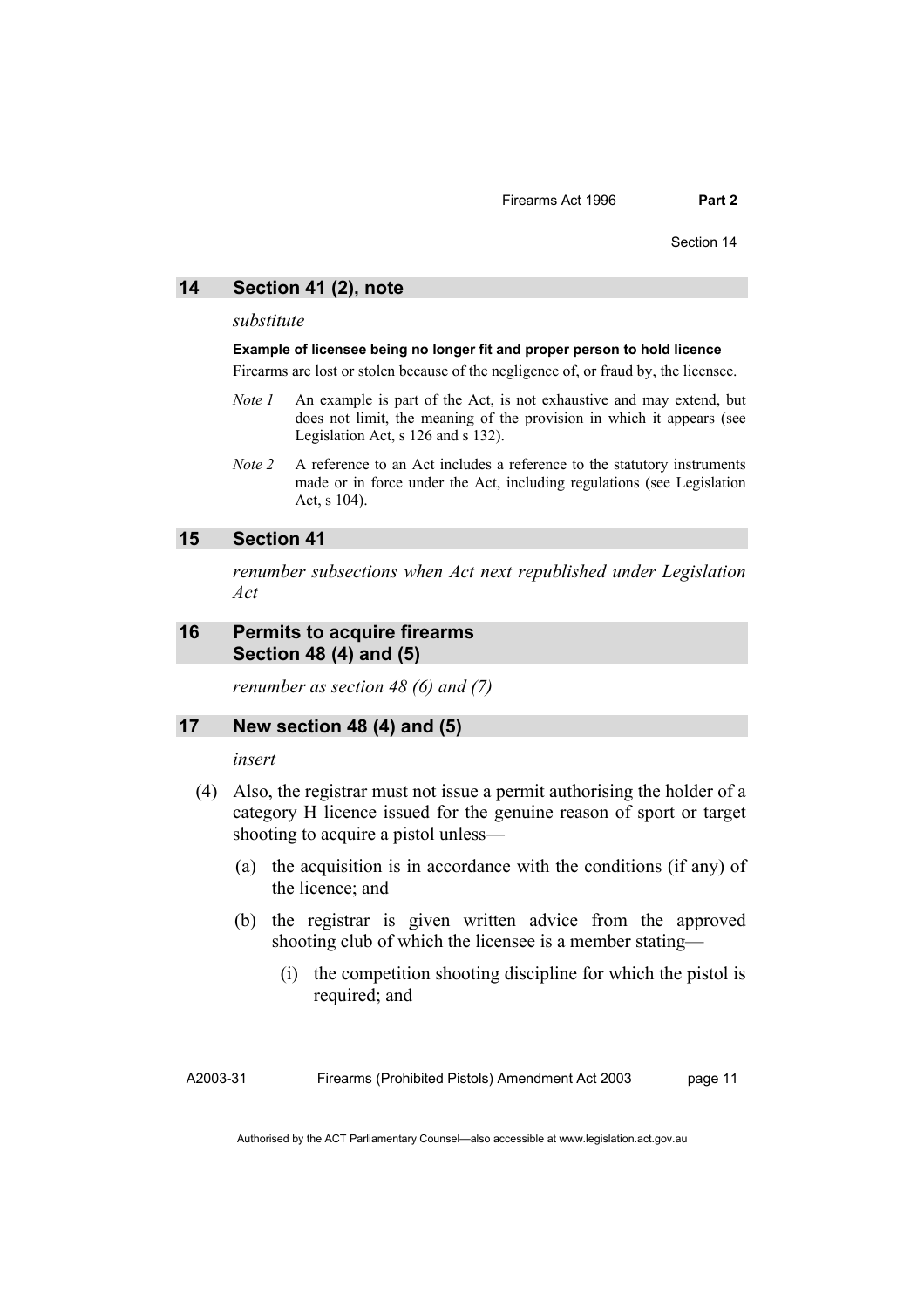## 14 Section 41 (2), note

*substitute*

**Example of licensee being no longer fit and proper person to hold licence**

Firearms are lost or stolen because of the negligence of, or fraud by, the licensee.

*Note 1* An example is part of the Act, is not exhaustive and may extend, but does not limit, the meaning of the provision in which it appears (see Legislation Act, s 126 and s 132).

*Note 2* A reference to an Act includes a reference to the statutory instruments made or in force under the Act, including regulations (see Legislation Act, s 104).

## 15 Section 41

*renumber subsections when Act next republished under Legislation Act*

## 16 Permits to acquire firearms Section 48 (4) and (5)

*renumber as section 48 (6) and (7)*

## 17 New section 48 (4) and (5)

*insert*

(4) Also, the registrar must not issue a permit authorising the holder of a category H licence issued for the genuine reason of sport or target shooting to acquire a pistol unless—

(a) the acquisition is in accordance with the conditions (if any) of the licence; and

(b) the registrar is given written advice from the approved shooting club of which the licensee is a member stating—

(i) the competition shooting discipline for which the pistol is required; and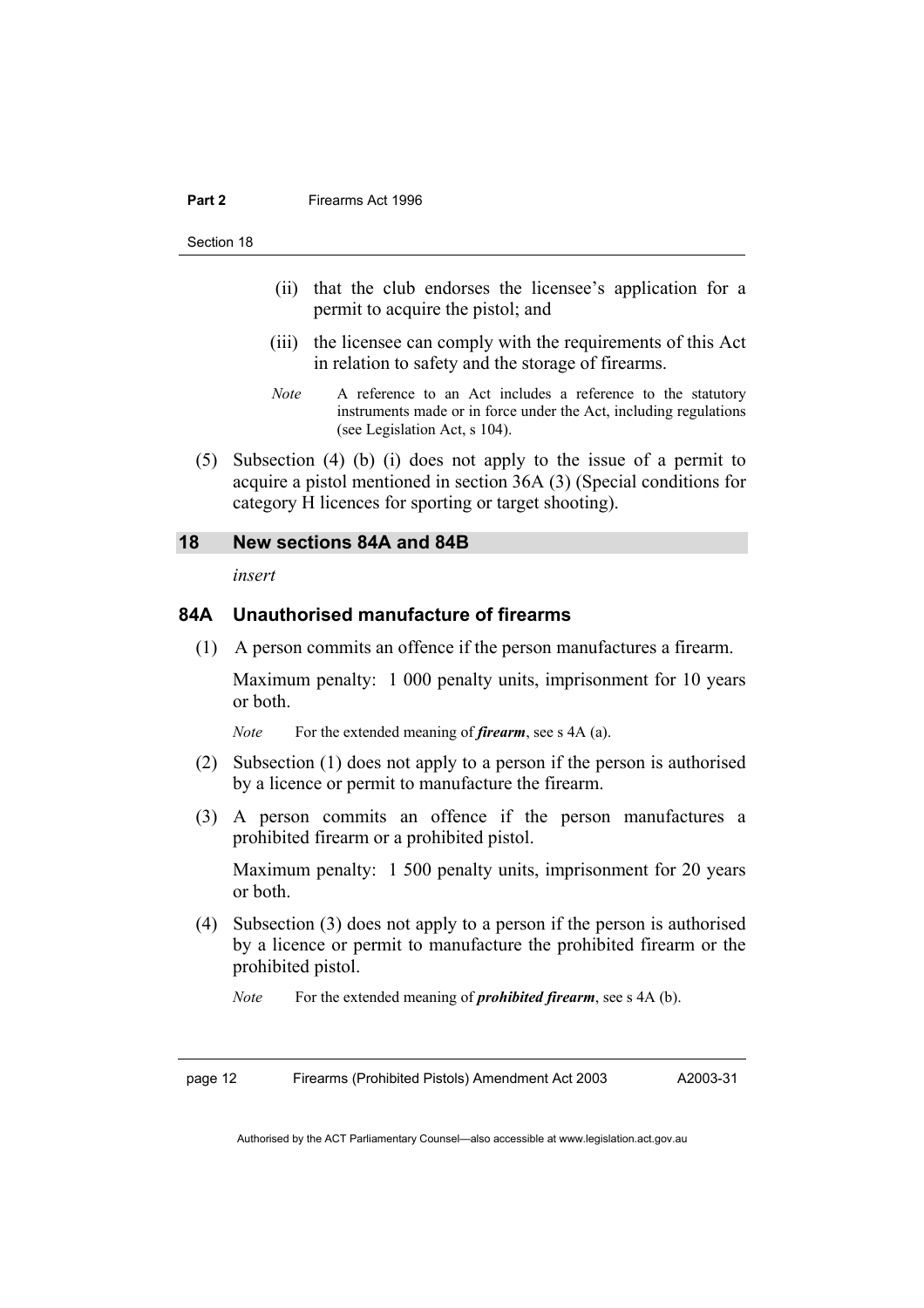(ii) that the club endorses the licensee's application for a permit to acquire the pistol; and

(iii) the licensee can comply with the requirements of this Act in relation to safety and the storage of firearms.

*Note* A reference to an Act includes a reference to the statutory instruments made or in force under the Act, including regulations (see Legislation Act, s 104).

(5) Subsection (4) (b) (i) does not apply to the issue of a permit to acquire a pistol mentioned in section 36A (3) (Special conditions for category H licences for sporting or target shooting).

## 18 New sections 84A and 84B

*insert*

### 84A Unauthorised manufacture of firearms

(1) A person commits an offence if the person manufactures a firearm.

Maximum penalty: 1 000 penalty units, imprisonment for 10 years or both.

*Note* For the extended meaning of ***firearm***, see s 4A (a).

(2) Subsection (1) does not apply to a person if the person is authorised by a licence or permit to manufacture the firearm.

(3) A person commits an offence if the person manufactures a prohibited firearm or a prohibited pistol.

Maximum penalty: 1 500 penalty units, imprisonment for 20 years or both.

(4) Subsection (3) does not apply to a person if the person is authorised by a licence or permit to manufacture the prohibited firearm or the prohibited pistol.

*Note* For the extended meaning of ***prohibited firearm***, see s 4A (b).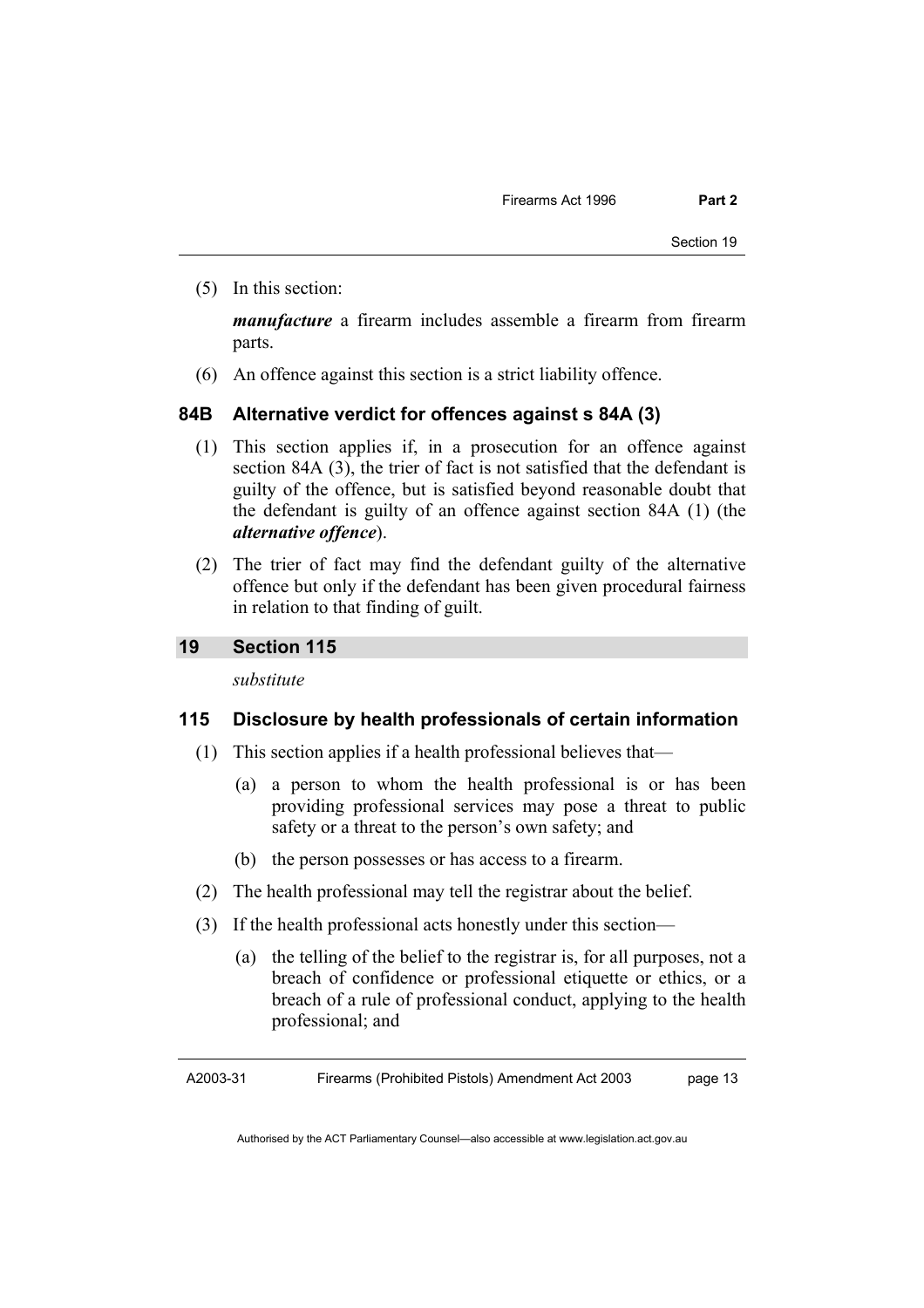(5) In this section:

***manufacture*** a firearm includes assemble a firearm from firearm parts.

(6) An offence against this section is a strict liability offence.

### 84B Alternative verdict for offences against s 84A (3)

(1) This section applies if, in a prosecution for an offence against section 84A (3), the trier of fact is not satisfied that the defendant is guilty of the offence, but is satisfied beyond reasonable doubt that the defendant is guilty of an offence against section 84A (1) (the ***alternative offence***).

(2) The trier of fact may find the defendant guilty of the alternative offence but only if the defendant has been given procedural fairness in relation to that finding of guilt.

## 19 Section 115

*substitute*

### 115 Disclosure by health professionals of certain information

(1) This section applies if a health professional believes that—

(a) a person to whom the health professional is or has been providing professional services may pose a threat to public safety or a threat to the person's own safety; and

(b) the person possesses or has access to a firearm.

(2) The health professional may tell the registrar about the belief.

(3) If the health professional acts honestly under this section—

(a) the telling of the belief to the registrar is, for all purposes, not a breach of confidence or professional etiquette or ethics, or a breach of a rule of professional conduct, applying to the health professional; and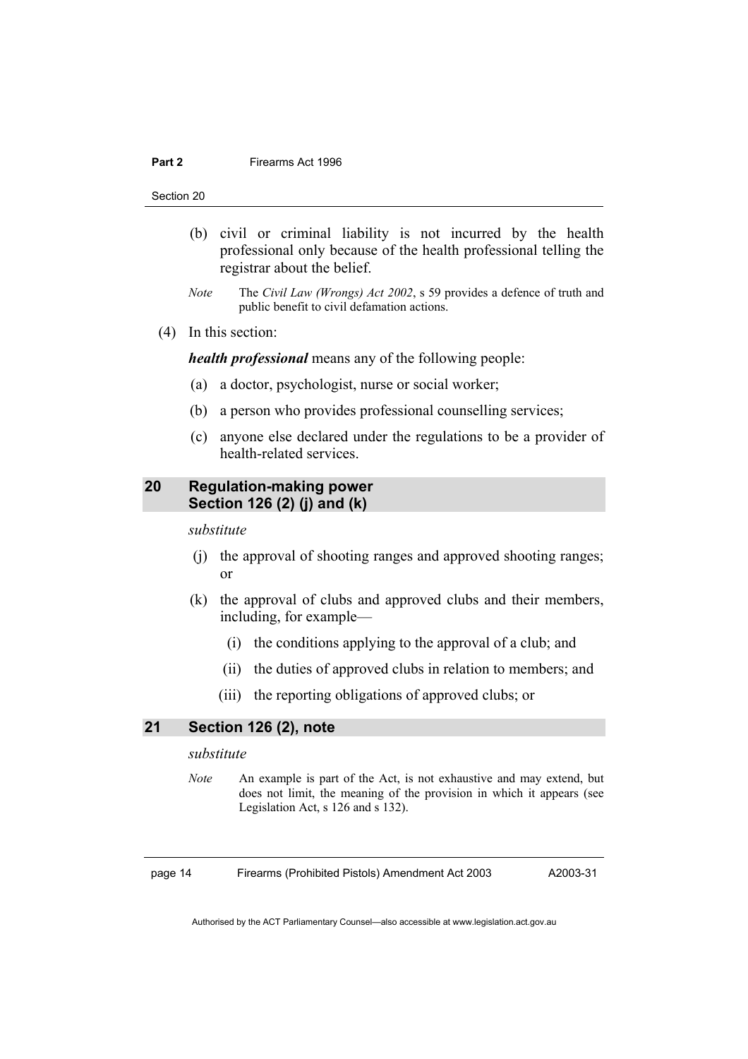(b) civil or criminal liability is not incurred by the health professional only because of the health professional telling the registrar about the belief.

*Note* The *Civil Law (Wrongs) Act 2002*, s 59 provides a defence of truth and public benefit to civil defamation actions.

(4) In this section:

***health professional*** means any of the following people:

(a) a doctor, psychologist, nurse or social worker;

(b) a person who provides professional counselling services;

(c) anyone else declared under the regulations to be a provider of health-related services.

## 20 Regulation-making power Section 126 (2) (j) and (k)

*substitute*

(j) the approval of shooting ranges and approved shooting ranges; or

(k) the approval of clubs and approved clubs and their members, including, for example—

(i) the conditions applying to the approval of a club; and

(ii) the duties of approved clubs in relation to members; and

(iii) the reporting obligations of approved clubs; or

## 21 Section 126 (2), note

*substitute*

*Note* An example is part of the Act, is not exhaustive and may extend, but does not limit, the meaning of the provision in which it appears (see Legislation Act, s 126 and s 132).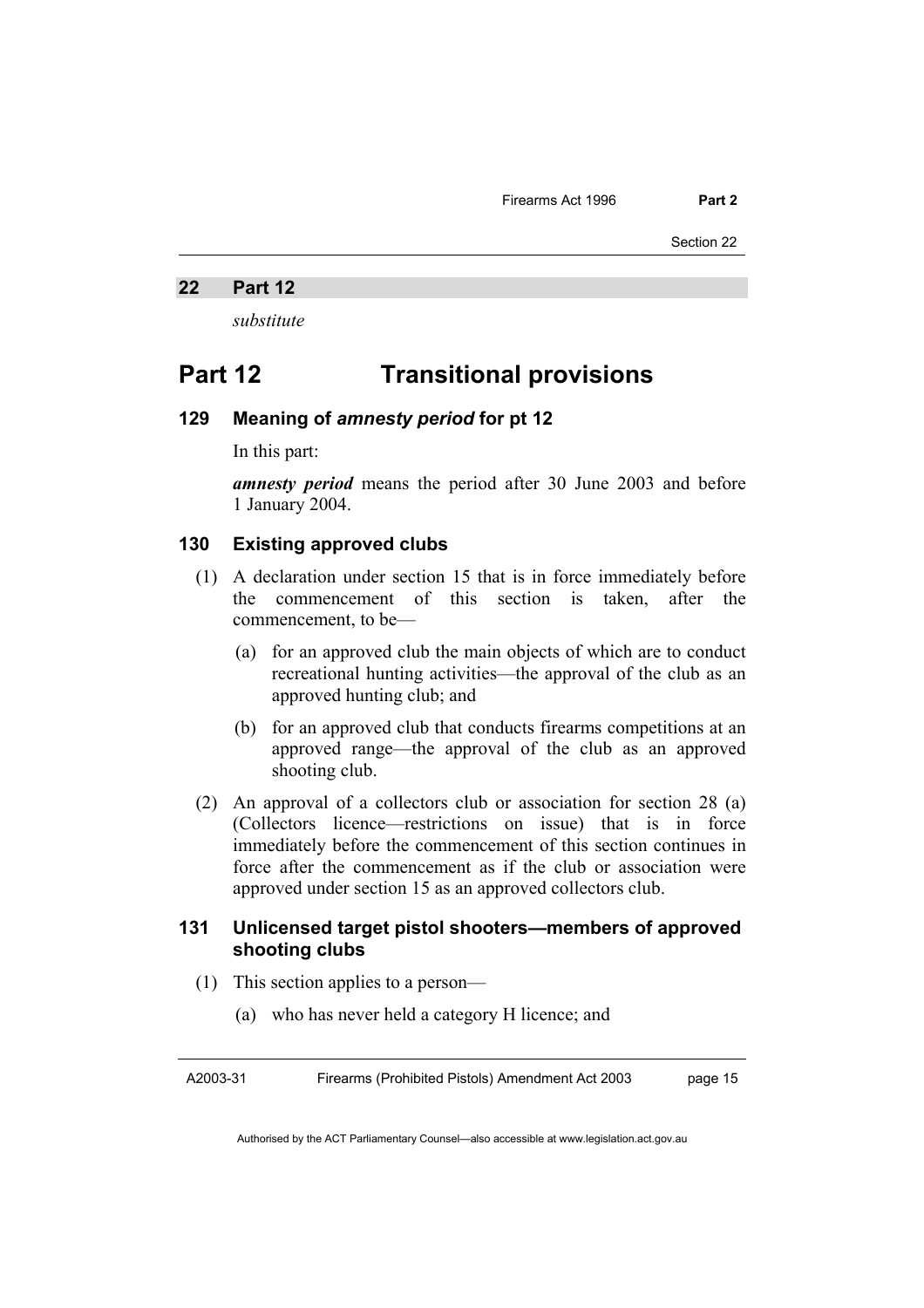## 22 Part 12

*substitute*

# Part 12 Transitional provisions

### 129 Meaning of *amnesty period* for pt 12

In this part:

***amnesty period*** means the period after 30 June 2003 and before 1 January 2004.

### 130 Existing approved clubs

(1) A declaration under section 15 that is in force immediately before the commencement of this section is taken, after the commencement, to be—

(a) for an approved club the main objects of which are to conduct recreational hunting activities—the approval of the club as an approved hunting club; and

(b) for an approved club that conducts firearms competitions at an approved range—the approval of the club as an approved shooting club.

(2) An approval of a collectors club or association for section 28 (a) (Collectors licence—restrictions on issue) that is in force immediately before the commencement of this section continues in force after the commencement as if the club or association were approved under section 15 as an approved collectors club.

### 131 Unlicensed target pistol shooters—members of approved shooting clubs

(1) This section applies to a person—

(a) who has never held a category H licence; and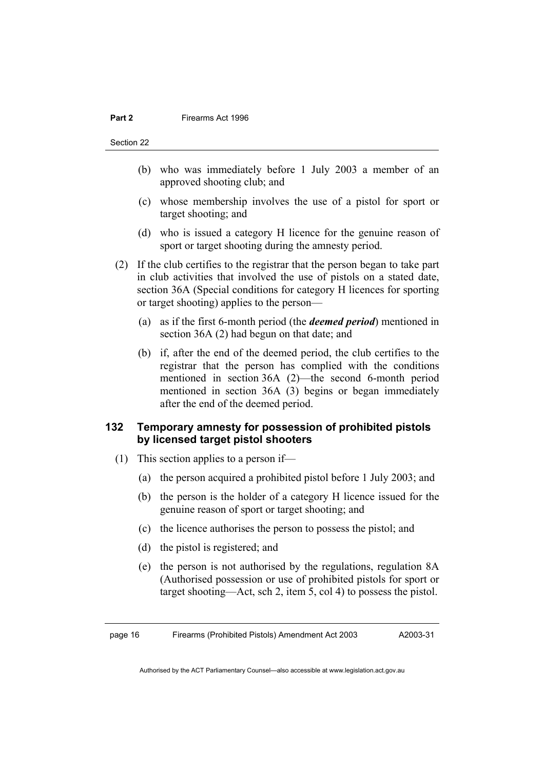(b) who was immediately before 1 July 2003 a member of an approved shooting club; and

(c) whose membership involves the use of a pistol for sport or target shooting; and

(d) who is issued a category H licence for the genuine reason of sport or target shooting during the amnesty period.

(2) If the club certifies to the registrar that the person began to take part in club activities that involved the use of pistols on a stated date, section 36A (Special conditions for category H licences for sporting or target shooting) applies to the person—

(a) as if the first 6-month period (the ***deemed period***) mentioned in section 36A (2) had begun on that date; and

(b) if, after the end of the deemed period, the club certifies to the registrar that the person has complied with the conditions mentioned in section 36A (2)—the second 6-month period mentioned in section 36A (3) begins or began immediately after the end of the deemed period.

### 132 Temporary amnesty for possession of prohibited pistols by licensed target pistol shooters

(1) This section applies to a person if—

(a) the person acquired a prohibited pistol before 1 July 2003; and

(b) the person is the holder of a category H licence issued for the genuine reason of sport or target shooting; and

(c) the licence authorises the person to possess the pistol; and

(d) the pistol is registered; and

(e) the person is not authorised by the regulations, regulation 8A (Authorised possession or use of prohibited pistols for sport or target shooting—Act, sch 2, item 5, col 4) to possess the pistol.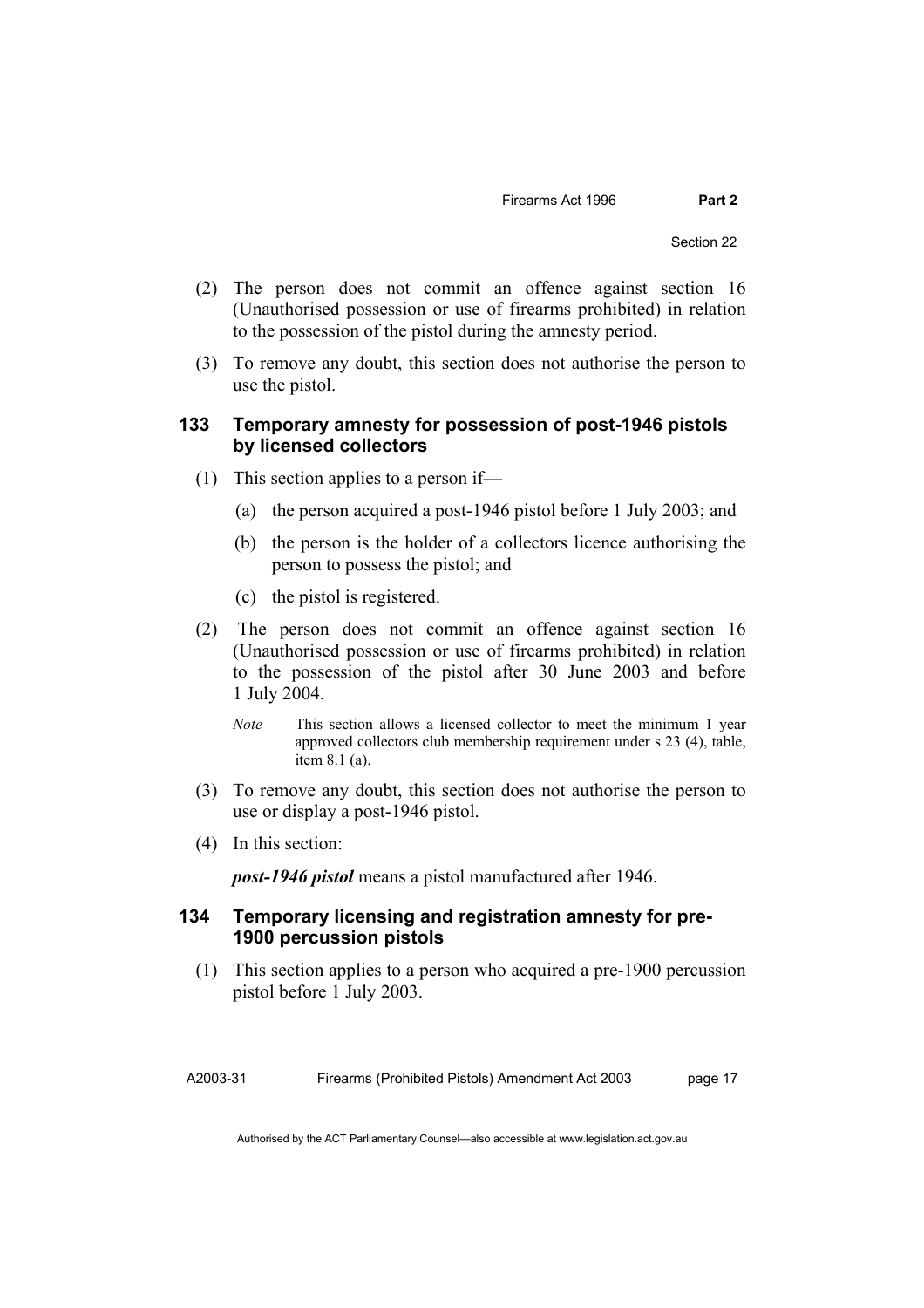(2) The person does not commit an offence against section 16 (Unauthorised possession or use of firearms prohibited) in relation to the possession of the pistol during the amnesty period.

(3) To remove any doubt, this section does not authorise the person to use the pistol.

### 133 Temporary amnesty for possession of post-1946 pistols by licensed collectors

(1) This section applies to a person if—

(a) the person acquired a post-1946 pistol before 1 July 2003; and

(b) the person is the holder of a collectors licence authorising the person to possess the pistol; and

(c) the pistol is registered.

(2) The person does not commit an offence against section 16 (Unauthorised possession or use of firearms prohibited) in relation to the possession of the pistol after 30 June 2003 and before 1 July 2004.

*Note* This section allows a licensed collector to meet the minimum 1 year approved collectors club membership requirement under s 23 (4), table, item 8.1 (a).

(3) To remove any doubt, this section does not authorise the person to use or display a post-1946 pistol.

(4) In this section:

***post-1946 pistol*** means a pistol manufactured after 1946.

### 134 Temporary licensing and registration amnesty for pre-1900 percussion pistols

(1) This section applies to a person who acquired a pre-1900 percussion pistol before 1 July 2003.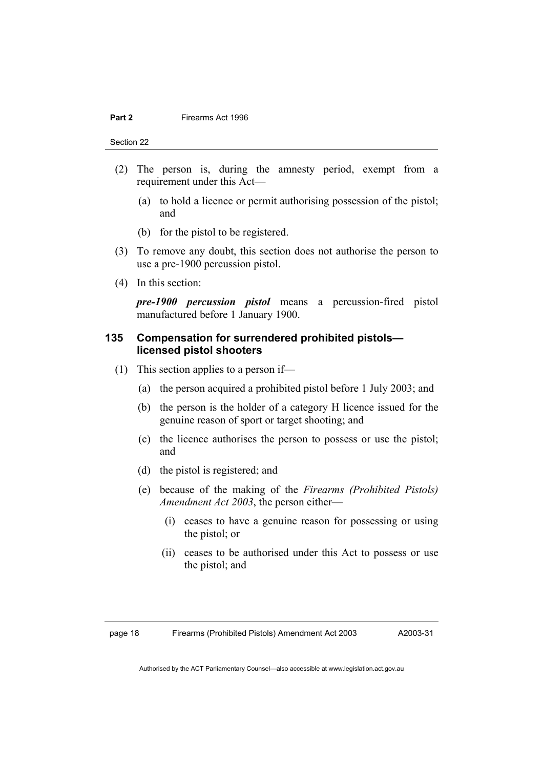(2) The person is, during the amnesty period, exempt from a requirement under this Act—

(a) to hold a licence or permit authorising possession of the pistol; and

(b) for the pistol to be registered.

(3) To remove any doubt, this section does not authorise the person to use a pre-1900 percussion pistol.

(4) In this section:

***pre-1900 percussion pistol*** means a percussion-fired pistol manufactured before 1 January 1900.

### 135 Compensation for surrendered prohibited pistols—licensed pistol shooters

(1) This section applies to a person if—

(a) the person acquired a prohibited pistol before 1 July 2003; and

(b) the person is the holder of a category H licence issued for the genuine reason of sport or target shooting; and

(c) the licence authorises the person to possess or use the pistol; and

(d) the pistol is registered; and

(e) because of the making of the *Firearms (Prohibited Pistols) Amendment Act 2003*, the person either—

(i) ceases to have a genuine reason for possessing or using the pistol; or

(ii) ceases to be authorised under this Act to possess or use the pistol; and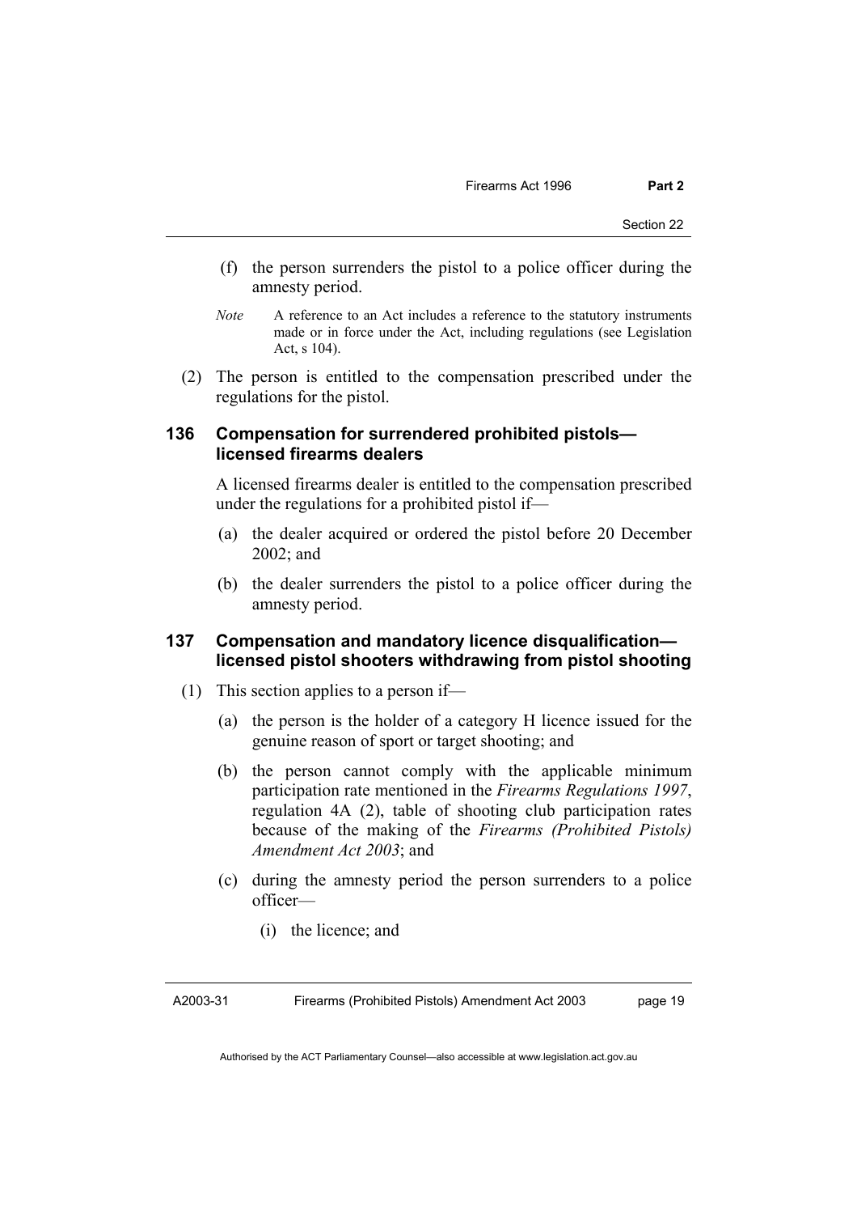(f) the person surrenders the pistol to a police officer during the amnesty period.

*Note* A reference to an Act includes a reference to the statutory instruments made or in force under the Act, including regulations (see Legislation Act, s 104).

(2) The person is entitled to the compensation prescribed under the regulations for the pistol.

### 136 Compensation for surrendered prohibited pistols—licensed firearms dealers

A licensed firearms dealer is entitled to the compensation prescribed under the regulations for a prohibited pistol if—

(a) the dealer acquired or ordered the pistol before 20 December 2002; and

(b) the dealer surrenders the pistol to a police officer during the amnesty period.

### 137 Compensation and mandatory licence disqualification—licensed pistol shooters withdrawing from pistol shooting

(1) This section applies to a person if—

(a) the person is the holder of a category H licence issued for the genuine reason of sport or target shooting; and

(b) the person cannot comply with the applicable minimum participation rate mentioned in the *Firearms Regulations 1997*, regulation 4A (2), table of shooting club participation rates because of the making of the *Firearms (Prohibited Pistols) Amendment Act 2003*; and

(c) during the amnesty period the person surrenders to a police officer—

(i) the licence; and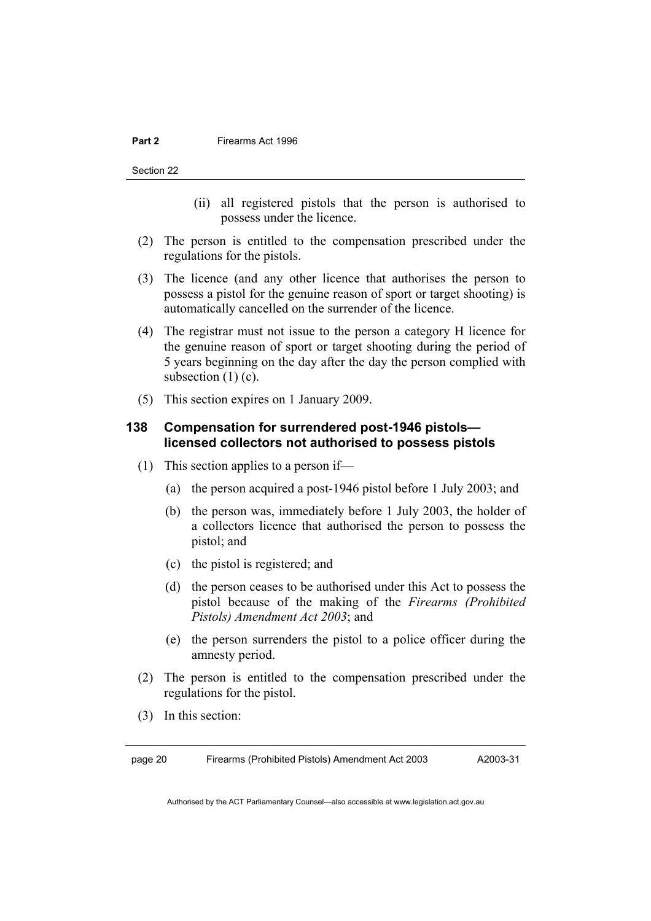(ii) all registered pistols that the person is authorised to possess under the licence.

(2) The person is entitled to the compensation prescribed under the regulations for the pistols.

(3) The licence (and any other licence that authorises the person to possess a pistol for the genuine reason of sport or target shooting) is automatically cancelled on the surrender of the licence.

(4) The registrar must not issue to the person a category H licence for the genuine reason of sport or target shooting during the period of 5 years beginning on the day after the day the person complied with subsection (1) (c).

(5) This section expires on 1 January 2009.

### 138 Compensation for surrendered post-1946 pistols—licensed collectors not authorised to possess pistols

(1) This section applies to a person if—

(a) the person acquired a post-1946 pistol before 1 July 2003; and

(b) the person was, immediately before 1 July 2003, the holder of a collectors licence that authorised the person to possess the pistol; and

(c) the pistol is registered; and

(d) the person ceases to be authorised under this Act to possess the pistol because of the making of the *Firearms (Prohibited Pistols) Amendment Act 2003*; and

(e) the person surrenders the pistol to a police officer during the amnesty period.

(2) The person is entitled to the compensation prescribed under the regulations for the pistol.

(3) In this section: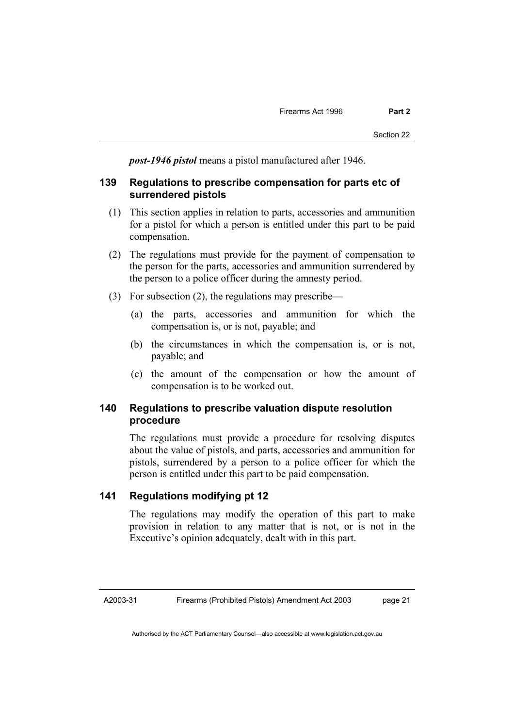***post-1946 pistol*** means a pistol manufactured after 1946.

### 139 Regulations to prescribe compensation for parts etc of surrendered pistols

(1) This section applies in relation to parts, accessories and ammunition for a pistol for which a person is entitled under this part to be paid compensation.

(2) The regulations must provide for the payment of compensation to the person for the parts, accessories and ammunition surrendered by the person to a police officer during the amnesty period.

(3) For subsection (2), the regulations may prescribe—

(a) the parts, accessories and ammunition for which the compensation is, or is not, payable; and

(b) the circumstances in which the compensation is, or is not, payable; and

(c) the amount of the compensation or how the amount of compensation is to be worked out.

### 140 Regulations to prescribe valuation dispute resolution procedure

The regulations must provide a procedure for resolving disputes about the value of pistols, and parts, accessories and ammunition for pistols, surrendered by a person to a police officer for which the person is entitled under this part to be paid compensation.

### 141 Regulations modifying pt 12

The regulations may modify the operation of this part to make provision in relation to any matter that is not, or is not in the Executive's opinion adequately, dealt with in this part.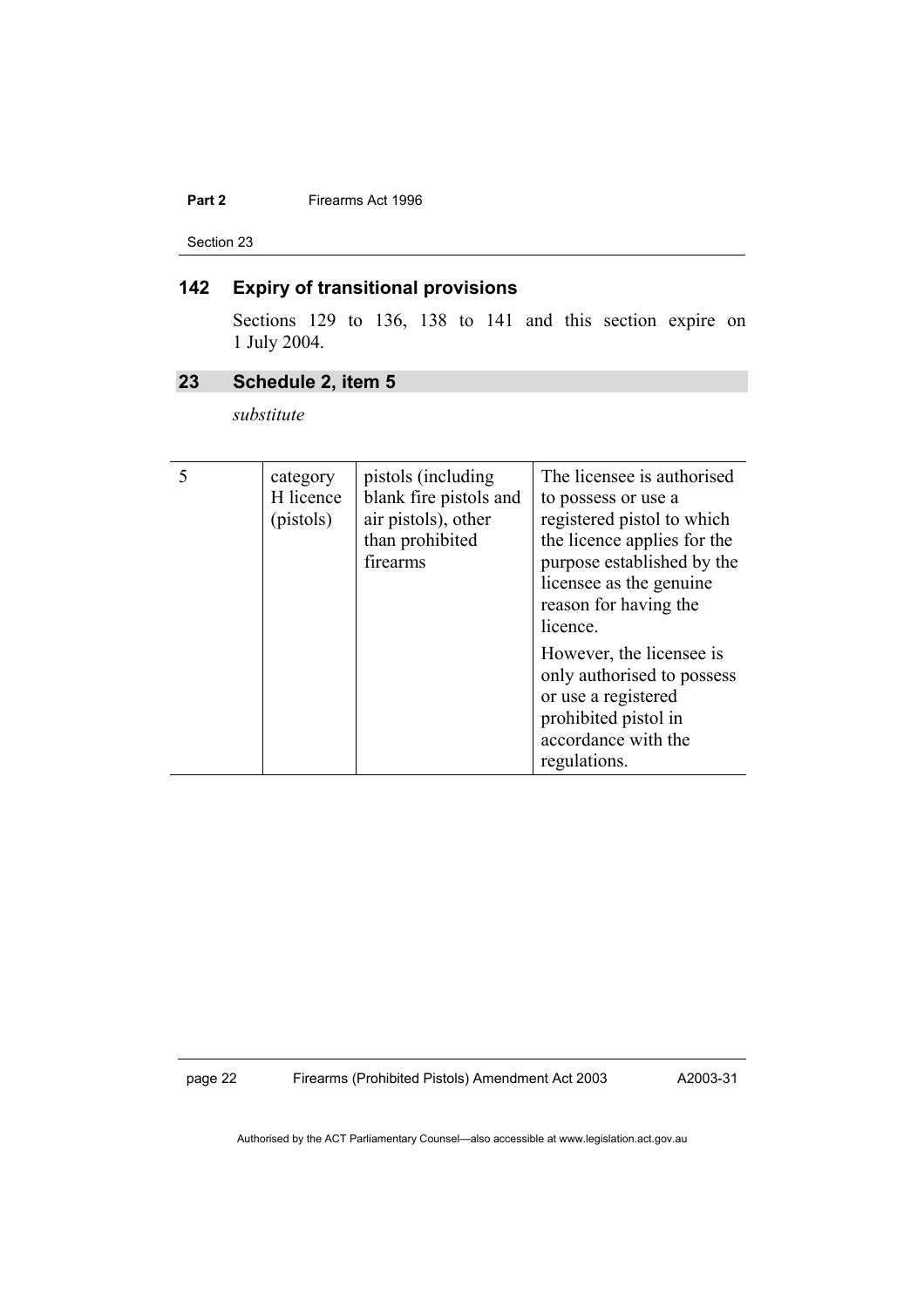## 142 Expiry of transitional provisions

Sections 129 to 136, 138 to 141 and this section expire on 1 July 2004.

## 23 Schedule 2, item 5

*substitute*

| | | | |
|---|---|---|---|
| 5 | category H licence (pistols) | pistols (including blank fire pistols and air pistols), other than prohibited firearms | The licensee is authorised to possess or use a registered pistol to which the licence applies for the purpose established by the licensee as the genuine reason for having the licence.<br><br>However, the licensee is only authorised to possess or use a registered prohibited pistol in accordance with the regulations. |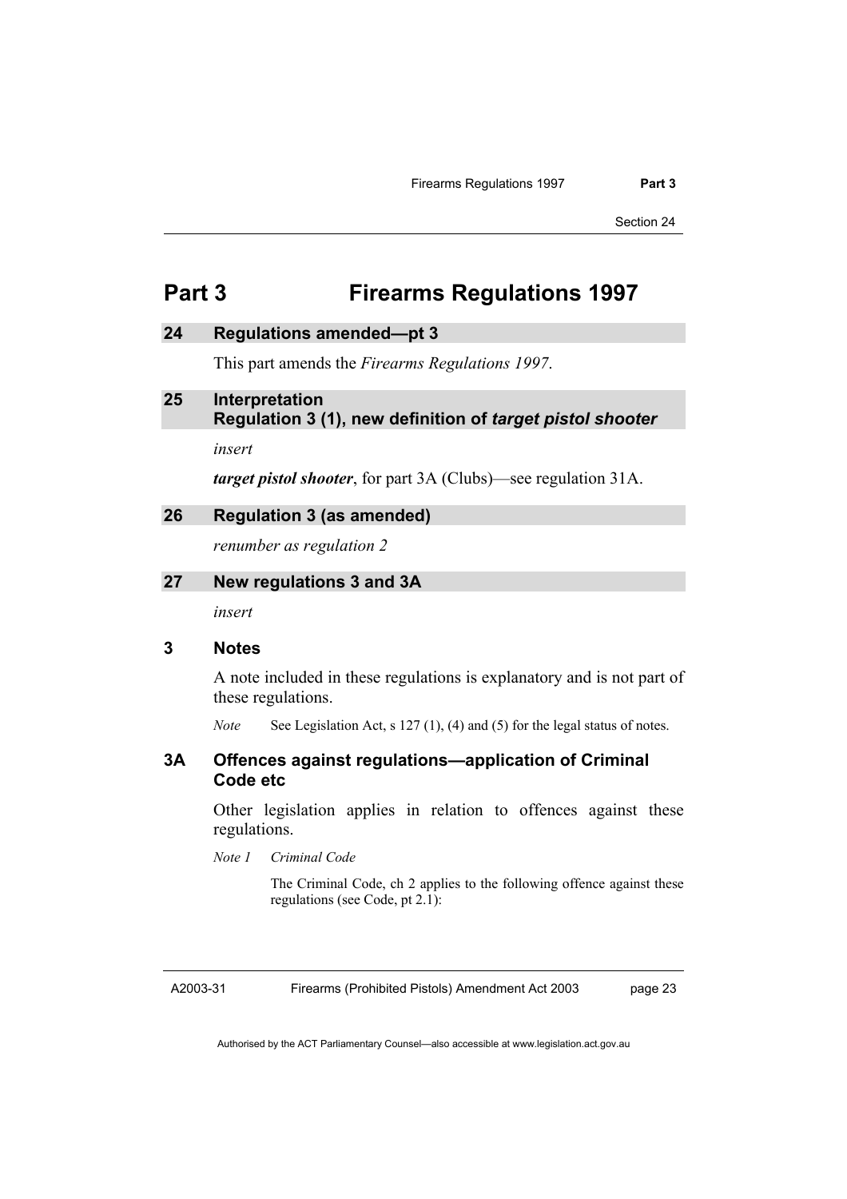# Part 3 Firearms Regulations 1997

## 24 Regulations amended—pt 3

This part amends the *Firearms Regulations 1997*.

## 25 Interpretation Regulation 3 (1), new definition of *target pistol shooter*

*insert*

***target pistol shooter***, for part 3A (Clubs)—see regulation 31A.

## 26 Regulation 3 (as amended)

*renumber as regulation 2*

## 27 New regulations 3 and 3A

*insert*

### 3 Notes

A note included in these regulations is explanatory and is not part of these regulations.

*Note* See Legislation Act, s 127 (1), (4) and (5) for the legal status of notes.

### 3A Offences against regulations—application of Criminal Code etc

Other legislation applies in relation to offences against these regulations.

*Note 1* *Criminal Code*

The Criminal Code, ch 2 applies to the following offence against these regulations (see Code, pt 2.1):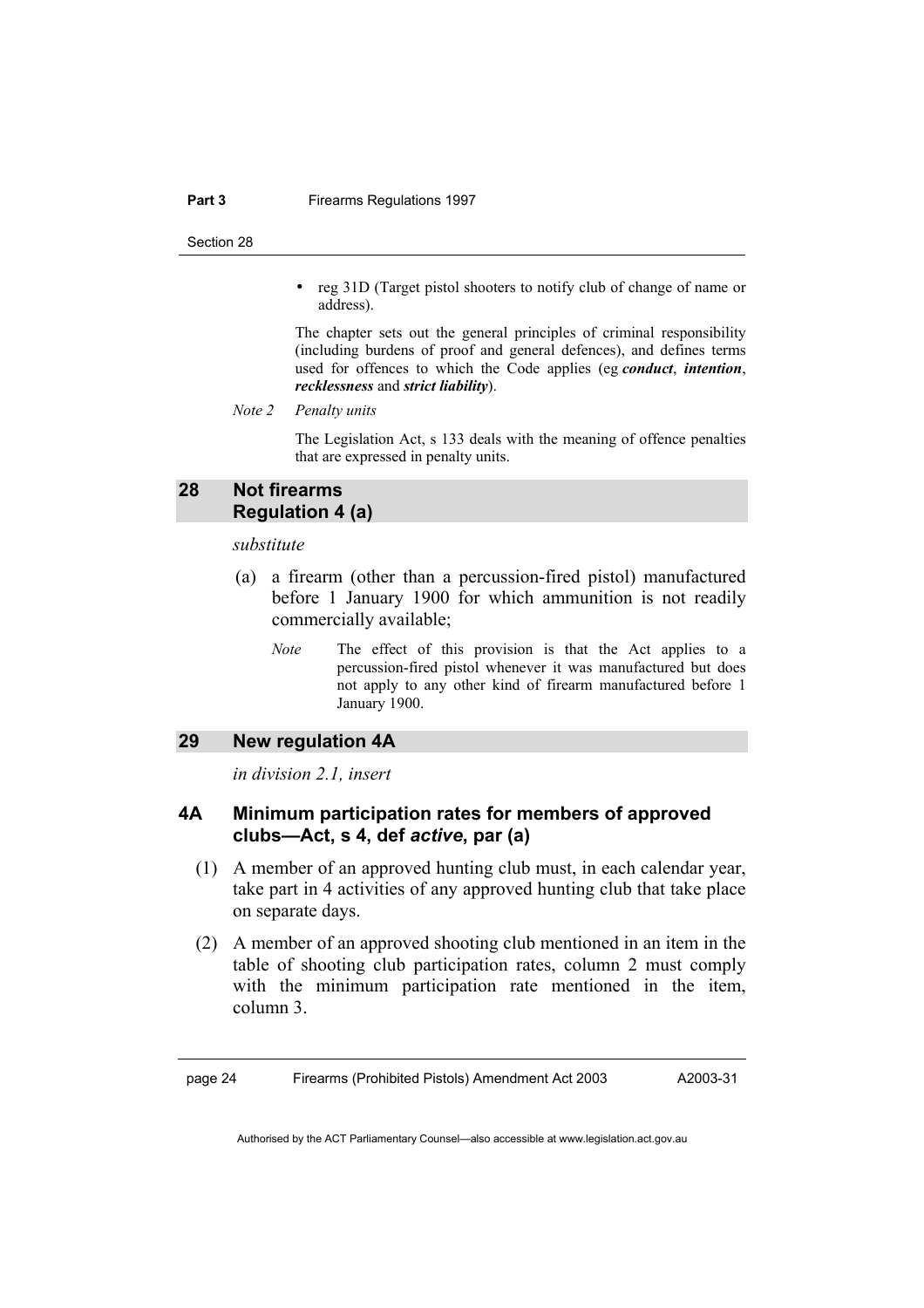- reg 31D (Target pistol shooters to notify club of change of name or address).

The chapter sets out the general principles of criminal responsibility (including burdens of proof and general defences), and defines terms used for offences to which the Code applies (eg ***conduct***, ***intention***, ***recklessness*** and ***strict liability***).

*Note 2 Penalty units*

The Legislation Act, s 133 deals with the meaning of offence penalties that are expressed in penalty units.

## 28 Not firearms Regulation 4 (a)

*substitute*

(a) a firearm (other than a percussion-fired pistol) manufactured before 1 January 1900 for which ammunition is not readily commercially available;

*Note* The effect of this provision is that the Act applies to a percussion-fired pistol whenever it was manufactured but does not apply to any other kind of firearm manufactured before 1 January 1900.

## 29 New regulation 4A

*in division 2.1, insert*

### 4A Minimum participation rates for members of approved clubs—Act, s 4, def *active*, par (a)

(1) A member of an approved hunting club must, in each calendar year, take part in 4 activities of any approved hunting club that take place on separate days.

(2) A member of an approved shooting club mentioned in an item in the table of shooting club participation rates, column 2 must comply with the minimum participation rate mentioned in the item, column 3.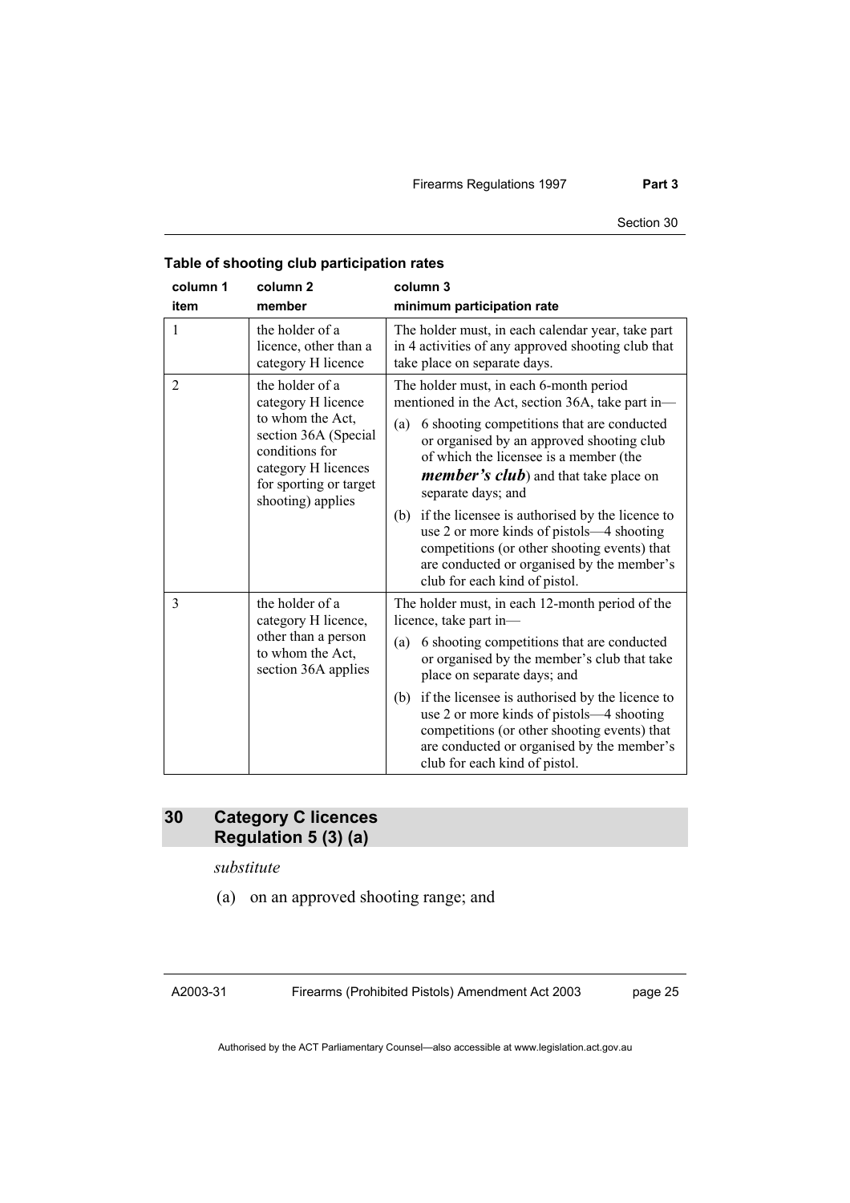**Table of shooting club participation rates**

| column 1<br>item | column 2<br>member | column 3<br>minimum participation rate |
|---|---|---|
| 1 | the holder of a licence, other than a category H licence | The holder must, in each calendar year, take part in 4 activities of any approved shooting club that take place on separate days. |
| 2 | the holder of a category H licence to whom the Act, section 36A (Special conditions for category H licences for sporting or target shooting) applies | The holder must, in each 6-month period mentioned in the Act, section 36A, take part in—<br>(a) 6 shooting competitions that are conducted or organised by an approved shooting club of which the licensee is a member (the ***member's club***) and that take place on separate days; and<br>(b) if the licensee is authorised by the licence to use 2 or more kinds of pistols—4 shooting competitions (or other shooting events) that are conducted or organised by the member's club for each kind of pistol. |
| 3 | the holder of a category H licence, other than a person to whom the Act, section 36A applies | The holder must, in each 12-month period of the licence, take part in—<br>(a) 6 shooting competitions that are conducted or organised by the member's club that take place on separate days; and<br>(b) if the licensee is authorised by the licence to use 2 or more kinds of pistols—4 shooting competitions (or other shooting events) that are conducted or organised by the member's club for each kind of pistol. |

## 30 Category C licences Regulation 5 (3) (a)

*substitute*

(a) on an approved shooting range; and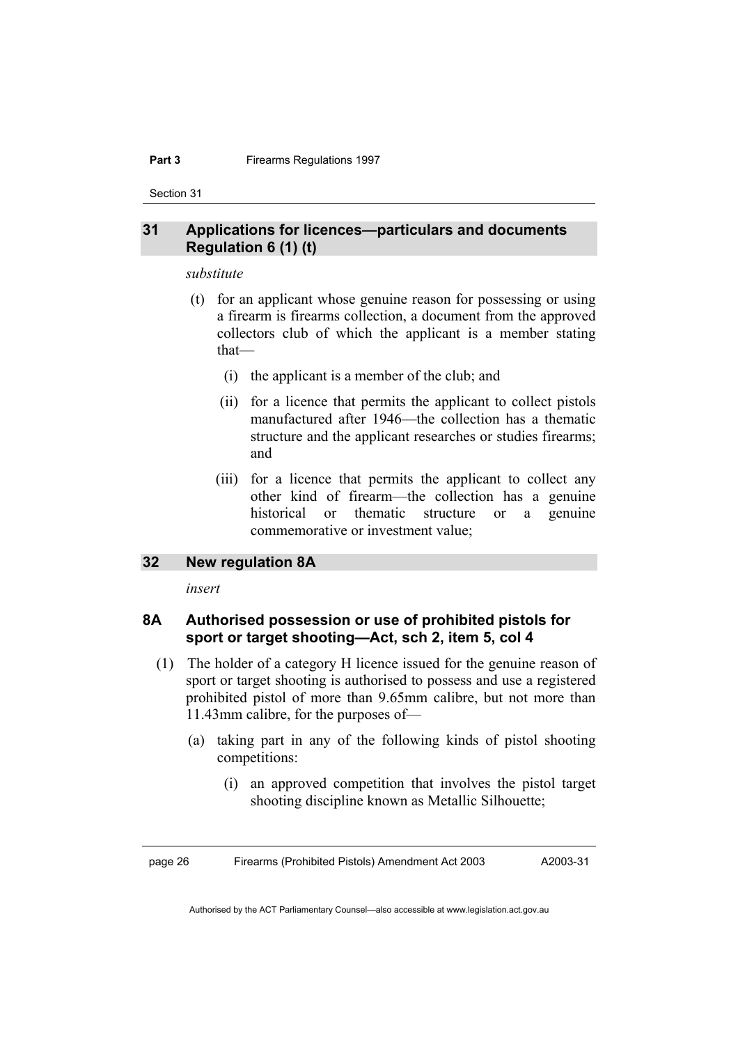## 31 Applications for licences—particulars and documents Regulation 6 (1) (t)

*substitute*

(t) for an applicant whose genuine reason for possessing or using a firearm is firearms collection, a document from the approved collectors club of which the applicant is a member stating that—

(i) the applicant is a member of the club; and

(ii) for a licence that permits the applicant to collect pistols manufactured after 1946—the collection has a thematic structure and the applicant researches or studies firearms; and

(iii) for a licence that permits the applicant to collect any other kind of firearm—the collection has a genuine historical or thematic structure or a genuine commemorative or investment value;

## 32 New regulation 8A

*insert*

### 8A Authorised possession or use of prohibited pistols for sport or target shooting—Act, sch 2, item 5, col 4

(1) The holder of a category H licence issued for the genuine reason of sport or target shooting is authorised to possess and use a registered prohibited pistol of more than 9.65mm calibre, but not more than 11.43mm calibre, for the purposes of—

(a) taking part in any of the following kinds of pistol shooting competitions:

(i) an approved competition that involves the pistol target shooting discipline known as Metallic Silhouette;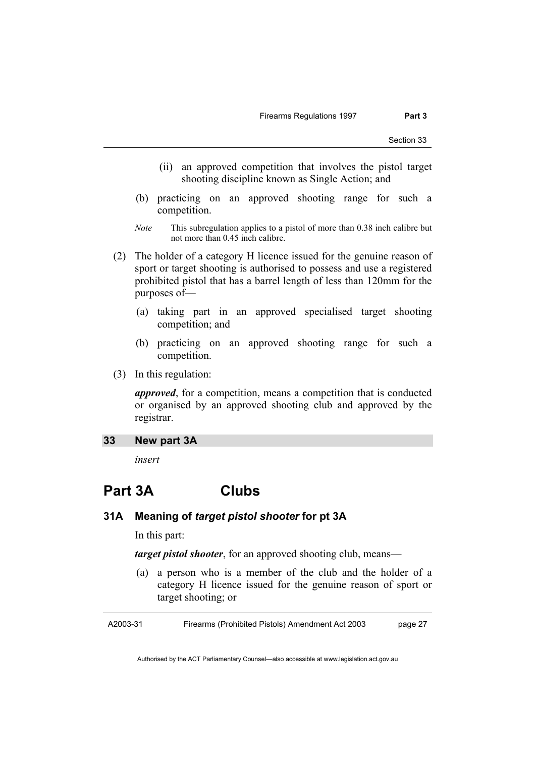(ii) an approved competition that involves the pistol target shooting discipline known as Single Action; and

(b) practicing on an approved shooting range for such a competition.

*Note* This subregulation applies to a pistol of more than 0.38 inch calibre but not more than 0.45 inch calibre.

(2) The holder of a category H licence issued for the genuine reason of sport or target shooting is authorised to possess and use a registered prohibited pistol that has a barrel length of less than 120mm for the purposes of—

(a) taking part in an approved specialised target shooting competition; and

(b) practicing on an approved shooting range for such a competition.

(3) In this regulation:

***approved***, for a competition, means a competition that is conducted or organised by an approved shooting club and approved by the registrar.

## 33 New part 3A

*insert*

# Part 3A Clubs

### 31A Meaning of *target pistol shooter* for pt 3A

In this part:

***target pistol shooter***, for an approved shooting club, means—

(a) a person who is a member of the club and the holder of a category H licence issued for the genuine reason of sport or target shooting; or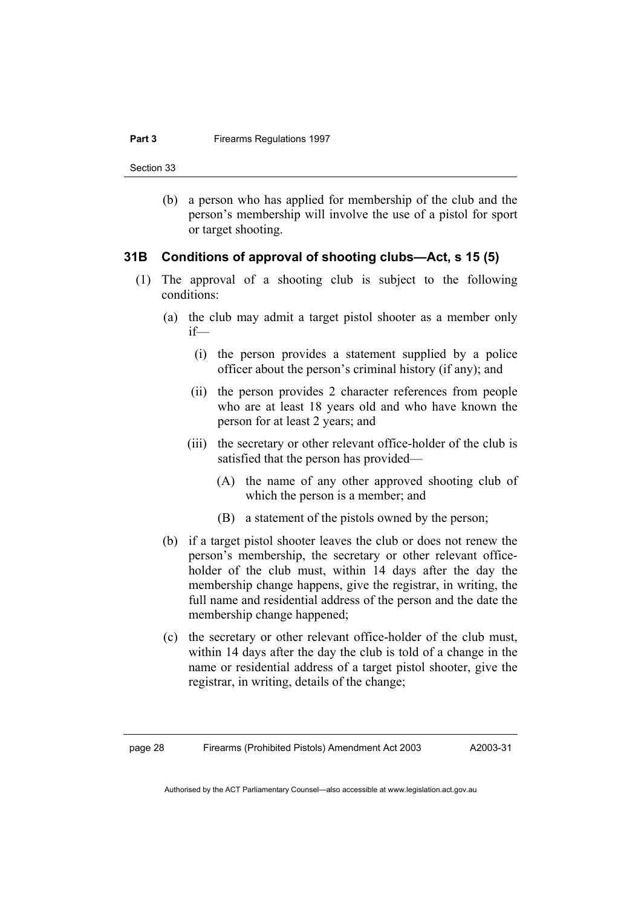(b) a person who has applied for membership of the club and the person's membership will involve the use of a pistol for sport or target shooting.

### 31B Conditions of approval of shooting clubs—Act, s 15 (5)

(1) The approval of a shooting club is subject to the following conditions:

(a) the club may admit a target pistol shooter as a member only if—

(i) the person provides a statement supplied by a police officer about the person's criminal history (if any); and

(ii) the person provides 2 character references from people who are at least 18 years old and who have known the person for at least 2 years; and

(iii) the secretary or other relevant office-holder of the club is satisfied that the person has provided—

(A) the name of any other approved shooting club of which the person is a member; and

(B) a statement of the pistols owned by the person;

(b) if a target pistol shooter leaves the club or does not renew the person's membership, the secretary or other relevant office-holder of the club must, within 14 days after the day the membership change happens, give the registrar, in writing, the full name and residential address of the person and the date the membership change happened;

(c) the secretary or other relevant office-holder of the club must, within 14 days after the day the club is told of a change in the name or residential address of a target pistol shooter, give the registrar, in writing, details of the change;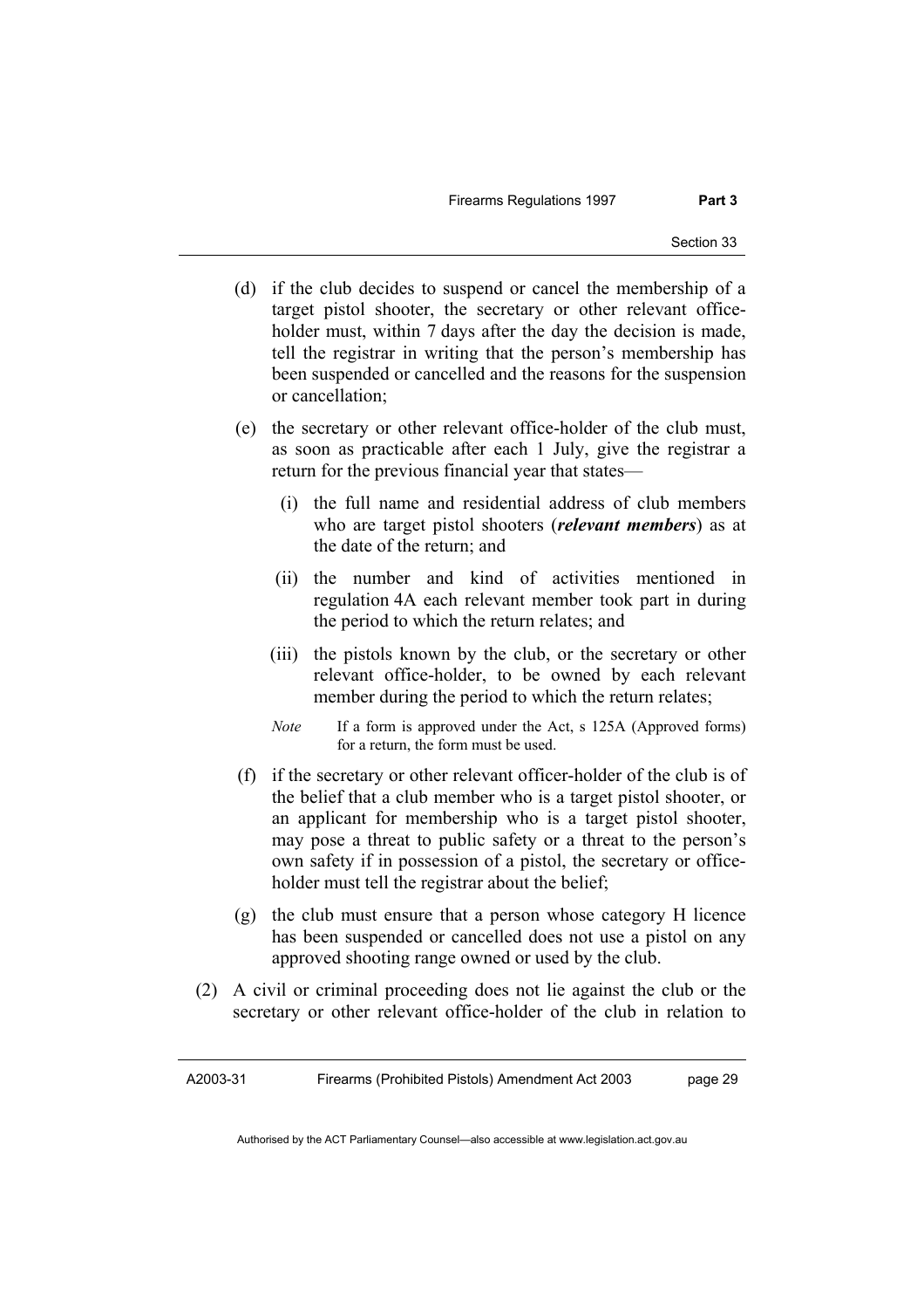(d) if the club decides to suspend or cancel the membership of a target pistol shooter, the secretary or other relevant office-holder must, within 7 days after the day the decision is made, tell the registrar in writing that the person's membership has been suspended or cancelled and the reasons for the suspension or cancellation;

(e) the secretary or other relevant office-holder of the club must, as soon as practicable after each 1 July, give the registrar a return for the previous financial year that states—

(i) the full name and residential address of club members who are target pistol shooters (***relevant members***) as at the date of the return; and

(ii) the number and kind of activities mentioned in regulation 4A each relevant member took part in during the period to which the return relates; and

(iii) the pistols known by the club, or the secretary or other relevant office-holder, to be owned by each relevant member during the period to which the return relates;

*Note* If a form is approved under the Act, s 125A (Approved forms) for a return, the form must be used.

(f) if the secretary or other relevant officer-holder of the club is of the belief that a club member who is a target pistol shooter, or an applicant for membership who is a target pistol shooter, may pose a threat to public safety or a threat to the person's own safety if in possession of a pistol, the secretary or office-holder must tell the registrar about the belief;

(g) the club must ensure that a person whose category H licence has been suspended or cancelled does not use a pistol on any approved shooting range owned or used by the club.

(2) A civil or criminal proceeding does not lie against the club or the secretary or other relevant office-holder of the club in relation to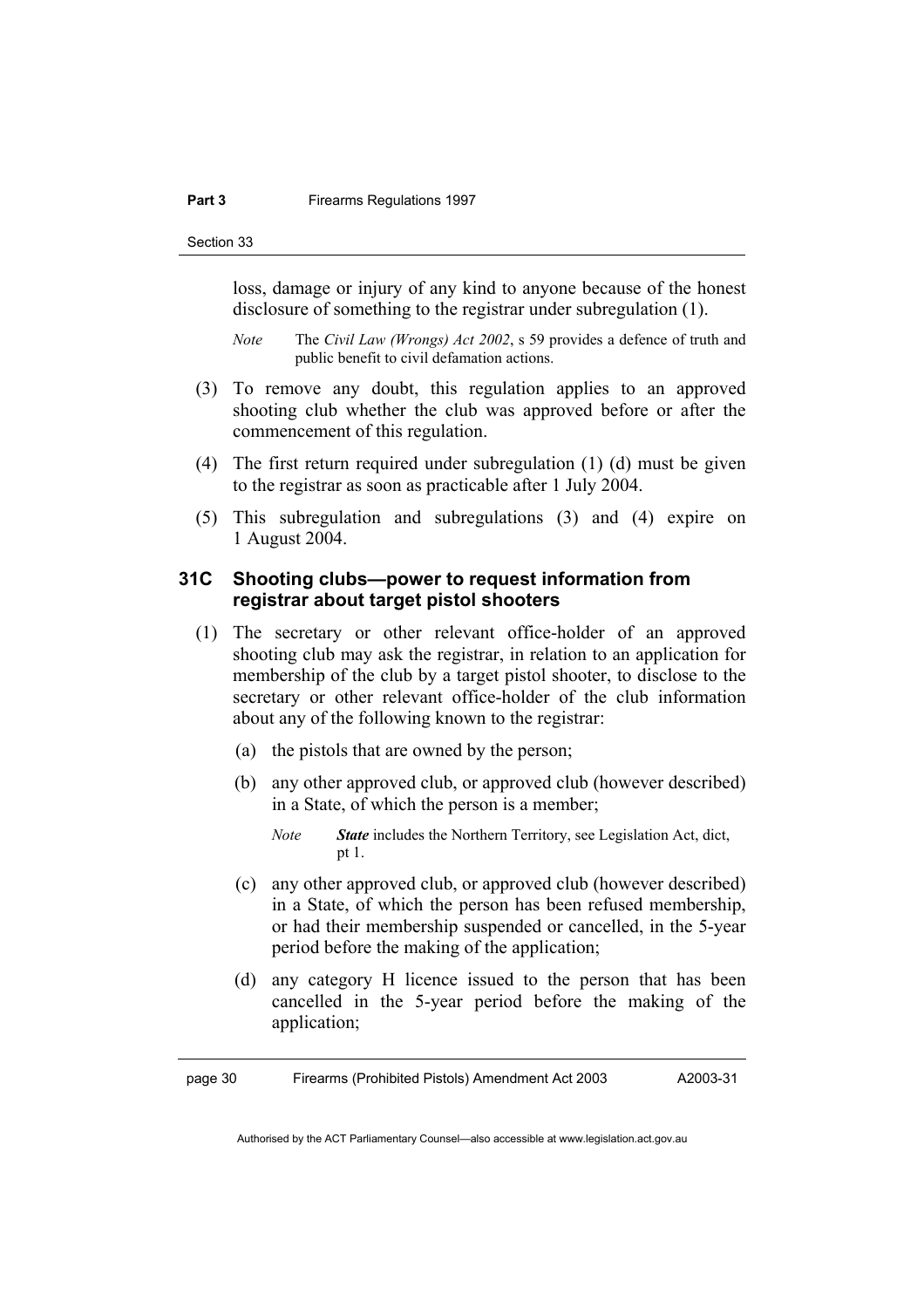loss, damage or injury of any kind to anyone because of the honest disclosure of something to the registrar under subregulation (1).

*Note* The *Civil Law (Wrongs) Act 2002*, s 59 provides a defence of truth and public benefit to civil defamation actions.

(3) To remove any doubt, this regulation applies to an approved shooting club whether the club was approved before or after the commencement of this regulation.

(4) The first return required under subregulation (1) (d) must be given to the registrar as soon as practicable after 1 July 2004.

(5) This subregulation and subregulations (3) and (4) expire on 1 August 2004.

### 31C Shooting clubs—power to request information from registrar about target pistol shooters

(1) The secretary or other relevant office-holder of an approved shooting club may ask the registrar, in relation to an application for membership of the club by a target pistol shooter, to disclose to the secretary or other relevant office-holder of the club information about any of the following known to the registrar:

(a) the pistols that are owned by the person;

(b) any other approved club, or approved club (however described) in a State, of which the person is a member;

*Note* ***State*** includes the Northern Territory, see Legislation Act, dict, pt 1.

(c) any other approved club, or approved club (however described) in a State, of which the person has been refused membership, or had their membership suspended or cancelled, in the 5-year period before the making of the application;

(d) any category H licence issued to the person that has been cancelled in the 5-year period before the making of the application;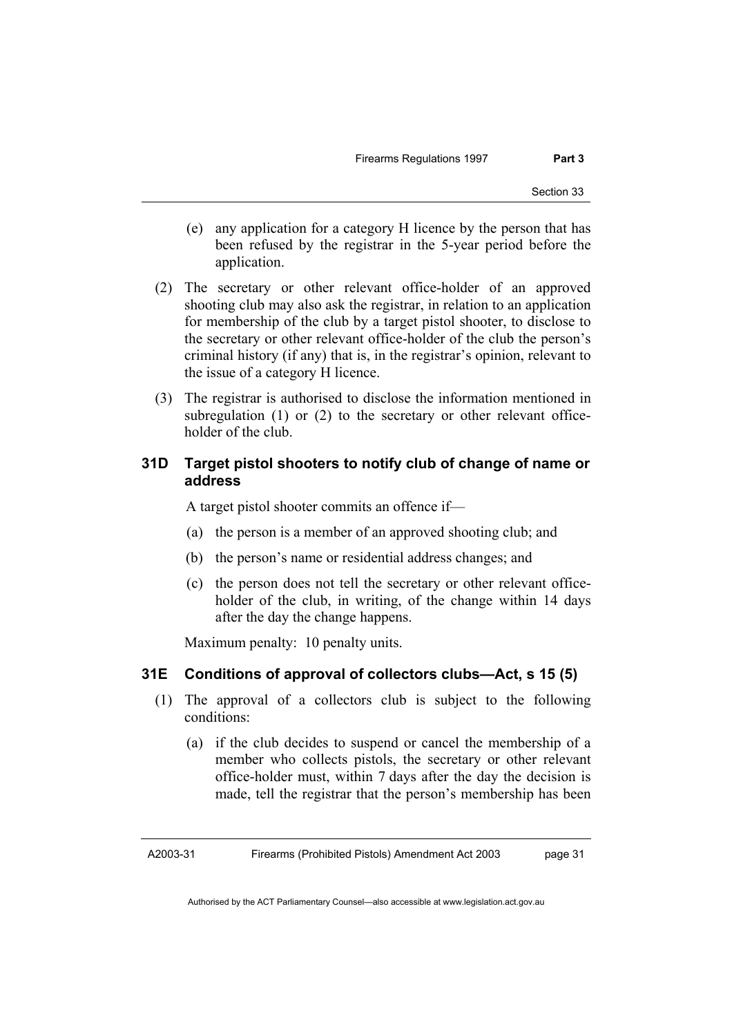(e) any application for a category H licence by the person that has been refused by the registrar in the 5-year period before the application.

(2) The secretary or other relevant office-holder of an approved shooting club may also ask the registrar, in relation to an application for membership of the club by a target pistol shooter, to disclose to the secretary or other relevant office-holder of the club the person's criminal history (if any) that is, in the registrar's opinion, relevant to the issue of a category H licence.

(3) The registrar is authorised to disclose the information mentioned in subregulation (1) or (2) to the secretary or other relevant office-holder of the club.

### 31D Target pistol shooters to notify club of change of name or address

A target pistol shooter commits an offence if—

(a) the person is a member of an approved shooting club; and

(b) the person's name or residential address changes; and

(c) the person does not tell the secretary or other relevant office-holder of the club, in writing, of the change within 14 days after the day the change happens.

Maximum penalty: 10 penalty units.

### 31E Conditions of approval of collectors clubs—Act, s 15 (5)

(1) The approval of a collectors club is subject to the following conditions:

(a) if the club decides to suspend or cancel the membership of a member who collects pistols, the secretary or other relevant office-holder must, within 7 days after the day the decision is made, tell the registrar that the person's membership has been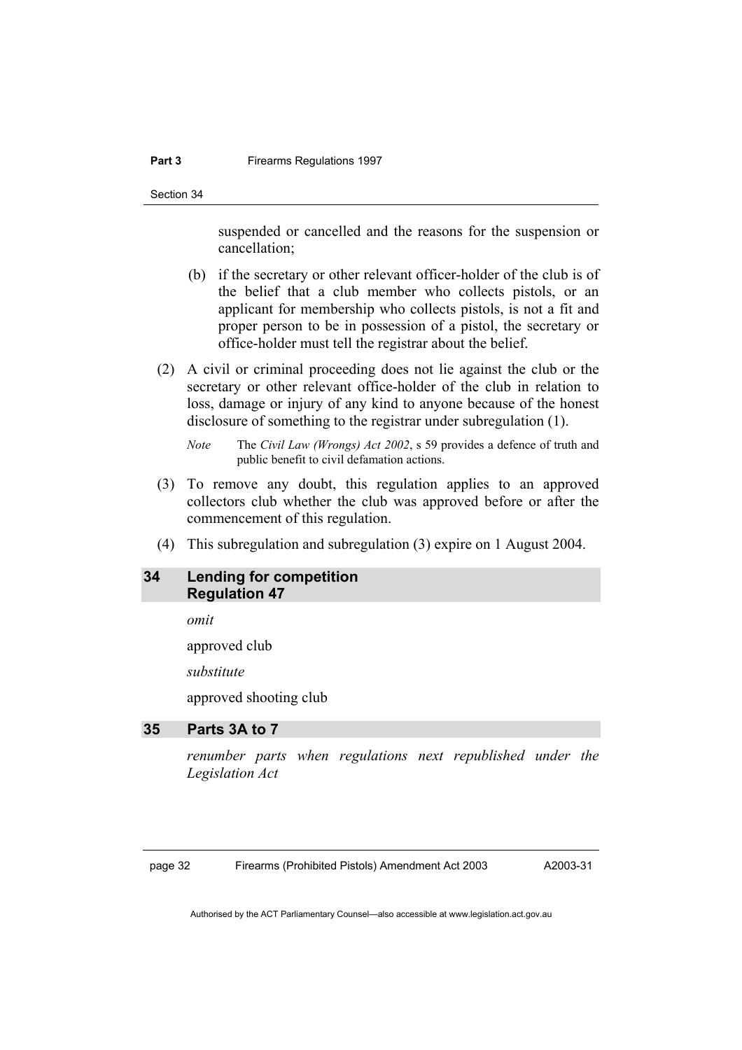suspended or cancelled and the reasons for the suspension or cancellation;

(b) if the secretary or other relevant officer-holder of the club is of the belief that a club member who collects pistols, or an applicant for membership who collects pistols, is not a fit and proper person to be in possession of a pistol, the secretary or office-holder must tell the registrar about the belief.

(2) A civil or criminal proceeding does not lie against the club or the secretary or other relevant office-holder of the club in relation to loss, damage or injury of any kind to anyone because of the honest disclosure of something to the registrar under subregulation (1).

*Note* The *Civil Law (Wrongs) Act 2002*, s 59 provides a defence of truth and public benefit to civil defamation actions.

(3) To remove any doubt, this regulation applies to an approved collectors club whether the club was approved before or after the commencement of this regulation.

(4) This subregulation and subregulation (3) expire on 1 August 2004.

## 34 Lending for competition Regulation 47

*omit*

approved club

*substitute*

approved shooting club

## 35 Parts 3A to 7

*renumber parts when regulations next republished under the Legislation Act*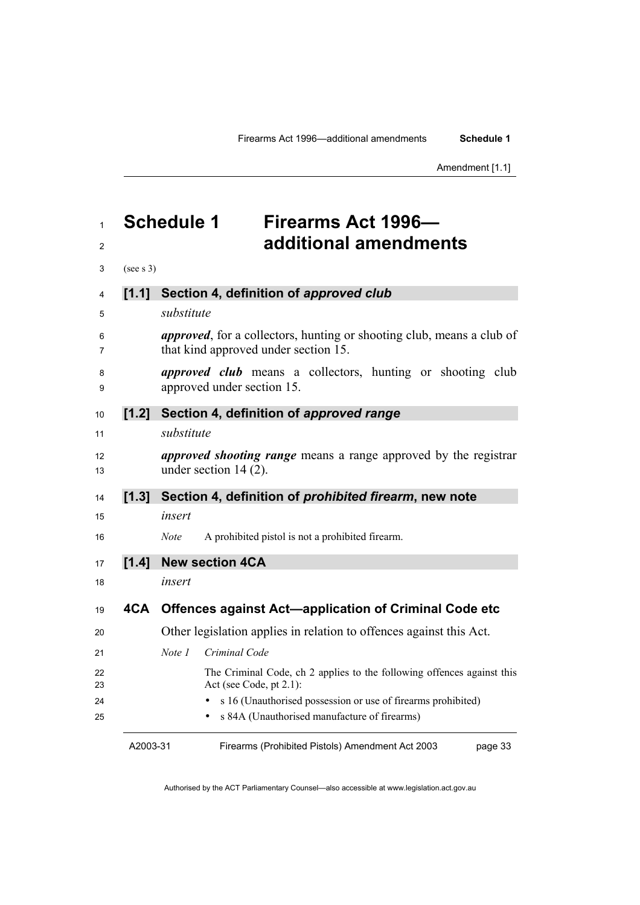# Schedule 1 Firearms Act 1996—additional amendments

(see s 3)

### [1.1] Section 4, definition of *approved club*

*substitute*

***approved***, for a collectors, hunting or shooting club, means a club of that kind approved under section 15.

***approved club*** means a collectors, hunting or shooting club approved under section 15.

### [1.2] Section 4, definition of *approved range*

*substitute*

***approved shooting range*** means a range approved by the registrar under section 14 (2).

### [1.3] Section 4, definition of *prohibited firearm*, new note

*insert*

*Note* A prohibited pistol is not a prohibited firearm.

### [1.4] New section 4CA

*insert*

#### 4CA Offences against Act—application of Criminal Code etc

Other legislation applies in relation to offences against this Act.

*Note 1* *Criminal Code*

The Criminal Code, ch 2 applies to the following offences against this Act (see Code, pt 2.1):

- s 16 (Unauthorised possession or use of firearms prohibited)
- s 84A (Unauthorised manufacture of firearms)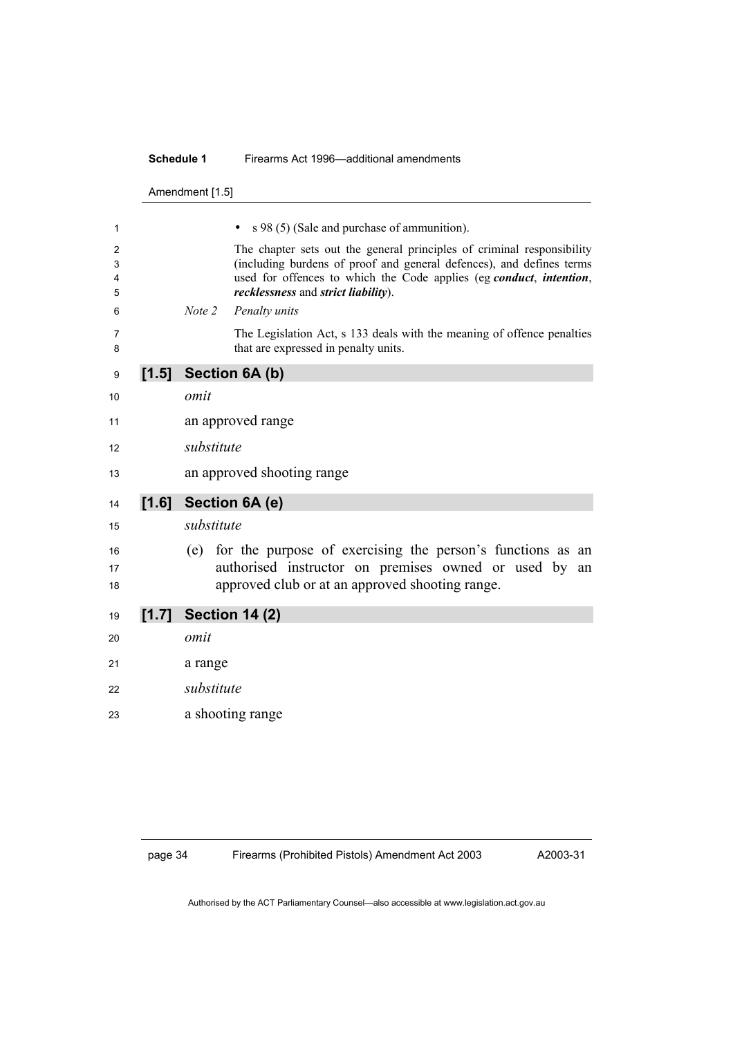- s 98 (5) (Sale and purchase of ammunition).

The chapter sets out the general principles of criminal responsibility (including burdens of proof and general defences), and defines terms used for offences to which the Code applies (eg ***conduct***, ***intention***, ***recklessness*** and ***strict liability***).

*Note 2* *Penalty units*

The Legislation Act, s 133 deals with the meaning of offence penalties that are expressed in penalty units.

### [1.5] Section 6A (b)

*omit*

an approved range

*substitute*

an approved shooting range

### [1.6] Section 6A (e)

*substitute*

(e) for the purpose of exercising the person's functions as an authorised instructor on premises owned or used by an approved club or at an approved shooting range.

### [1.7] Section 14 (2)

*omit*

a range

*substitute*

a shooting range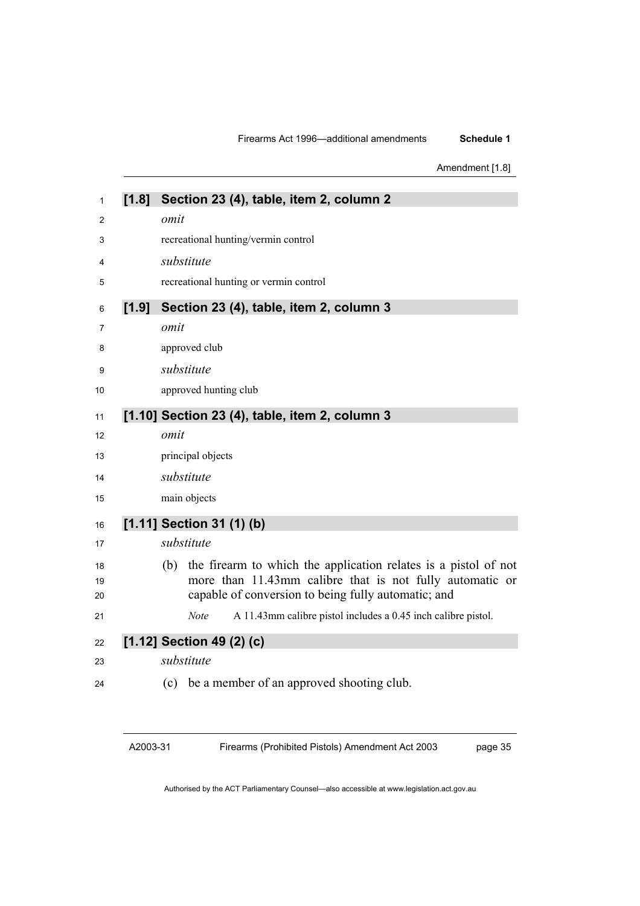### [1.8] Section 23 (4), table, item 2, column 2

*omit*

recreational hunting/vermin control

*substitute*

recreational hunting or vermin control

### [1.9] Section 23 (4), table, item 2, column 3

*omit*

approved club

*substitute*

approved hunting club

### [1.10] Section 23 (4), table, item 2, column 3

*omit*

principal objects

*substitute*

main objects

### [1.11] Section 31 (1) (b)

*substitute*

(b) the firearm to which the application relates is a pistol of not more than 11.43mm calibre that is not fully automatic or capable of conversion to being fully automatic; and

*Note* A 11.43mm calibre pistol includes a 0.45 inch calibre pistol.

### [1.12] Section 49 (2) (c)

*substitute*

(c) be a member of an approved shooting club.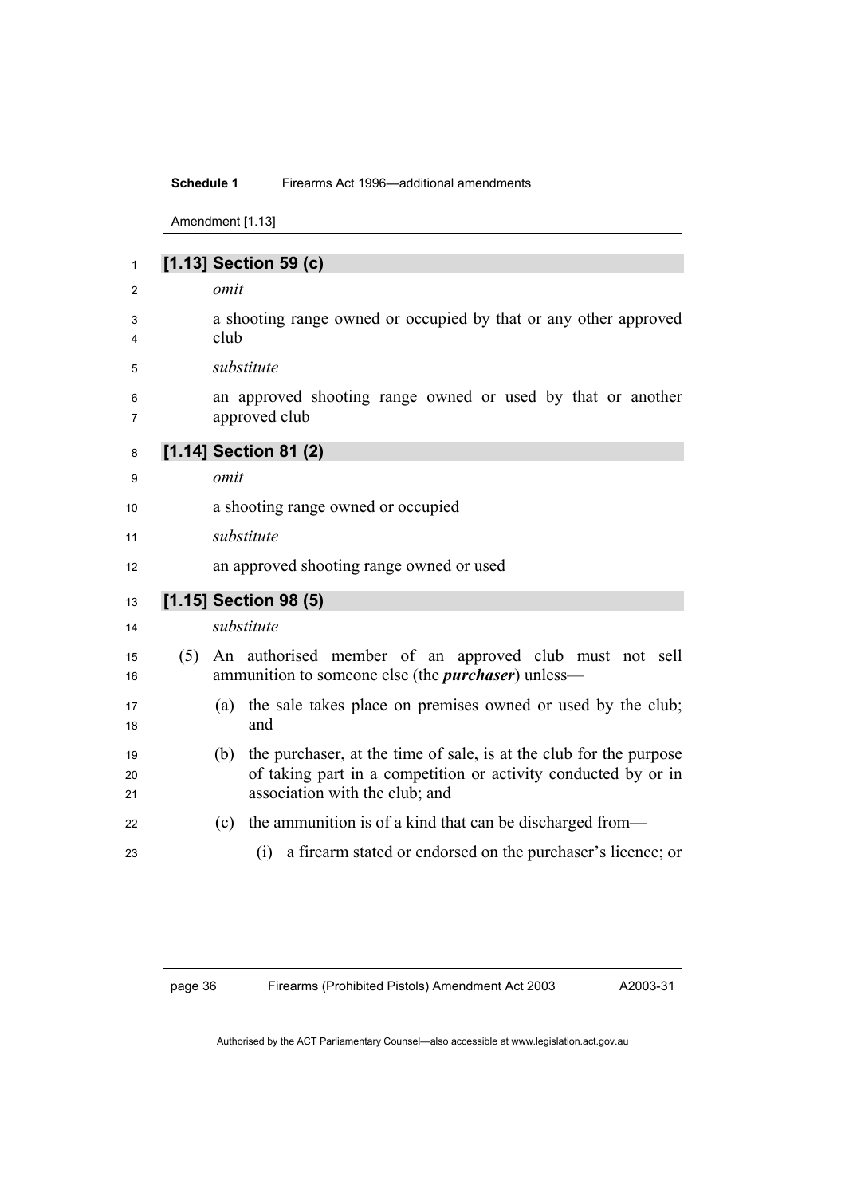### [1.13] Section 59 (c)

*omit*

a shooting range owned or occupied by that or any other approved club

*substitute*

an approved shooting range owned or used by that or another approved club

### [1.14] Section 81 (2)

*omit*

a shooting range owned or occupied

*substitute*

an approved shooting range owned or used

### [1.15] Section 98 (5)

*substitute*

(5) An authorised member of an approved club must not sell ammunition to someone else (the ***purchaser***) unless—

(a) the sale takes place on premises owned or used by the club; and

(b) the purchaser, at the time of sale, is at the club for the purpose of taking part in a competition or activity conducted by or in association with the club; and

(c) the ammunition is of a kind that can be discharged from—

(i) a firearm stated or endorsed on the purchaser's licence; or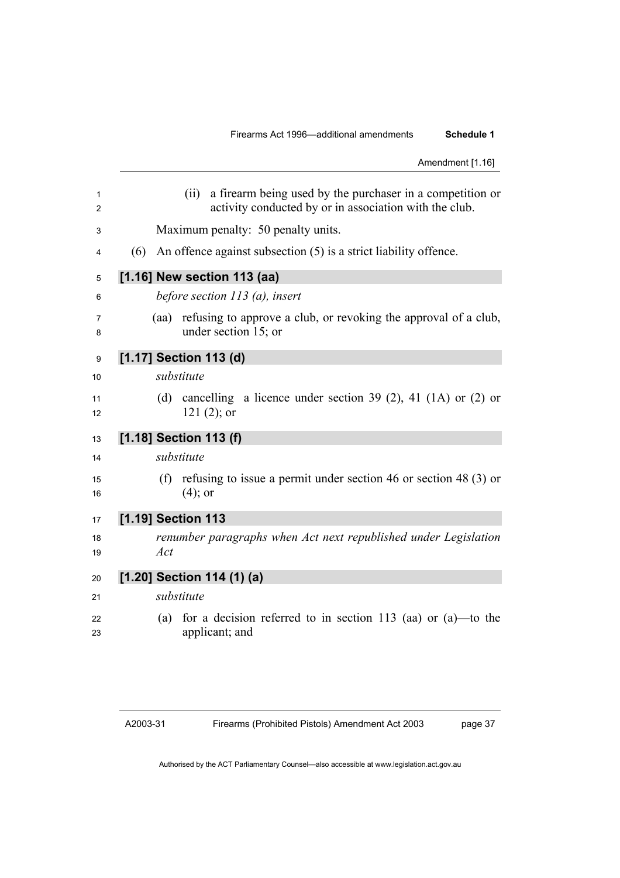(ii) a firearm being used by the purchaser in a competition or activity conducted by or in association with the club.

Maximum penalty: 50 penalty units.

(6) An offence against subsection (5) is a strict liability offence.

### [1.16] New section 113 (aa)

*before section 113 (a), insert*

(aa) refusing to approve a club, or revoking the approval of a club, under section 15; or

### [1.17] Section 113 (d)

*substitute*

(d) cancelling a licence under section 39 (2), 41 (1A) or (2) or 121 (2); or

### [1.18] Section 113 (f)

*substitute*

(f) refusing to issue a permit under section 46 or section 48 (3) or (4); or

### [1.19] Section 113

*renumber paragraphs when Act next republished under Legislation Act*

### [1.20] Section 114 (1) (a)

*substitute*

(a) for a decision referred to in section 113 (aa) or (a)—to the applicant; and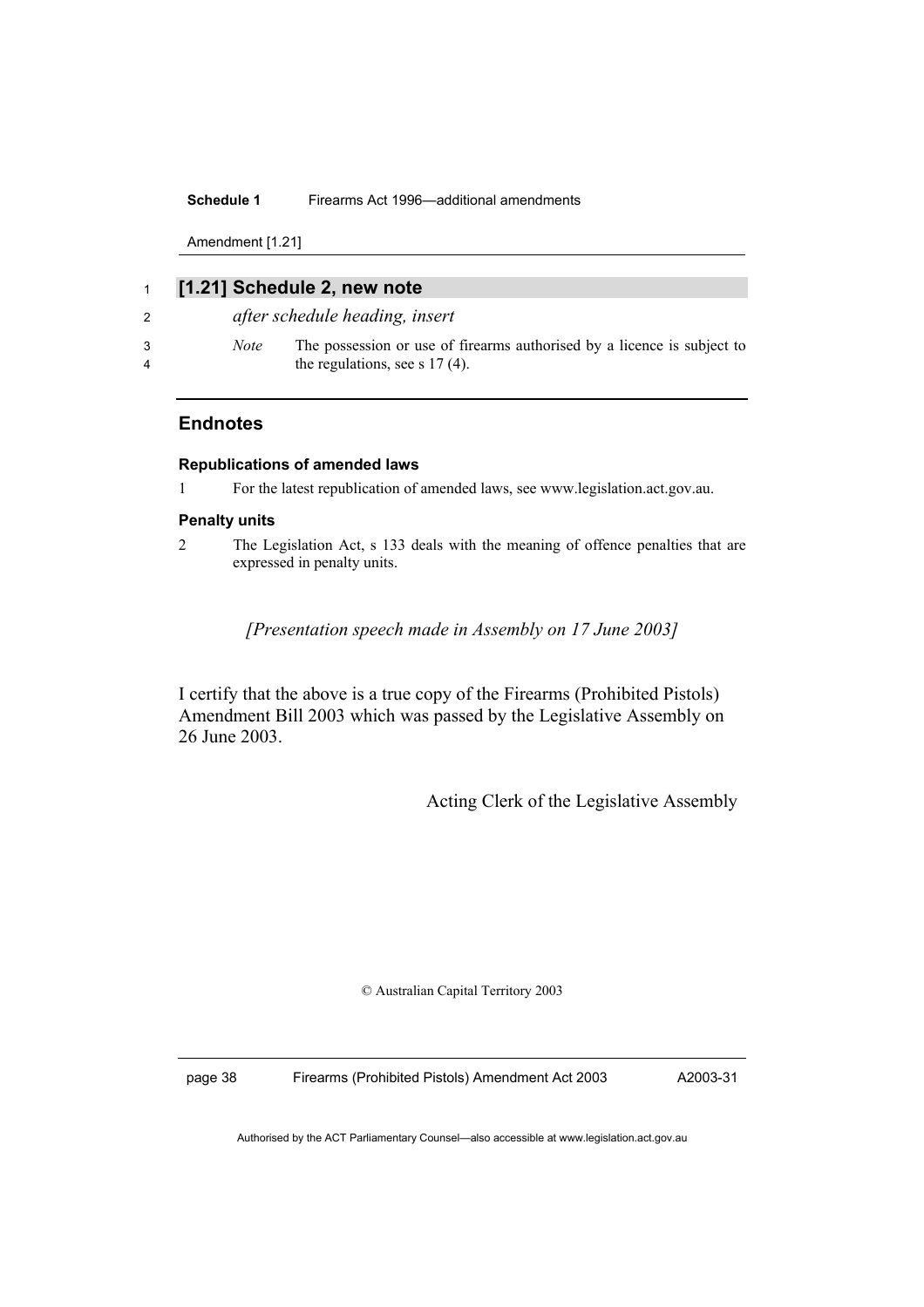## [1.21] Schedule 2, new note

*after schedule heading, insert*

*Note* The possession or use of firearms authorised by a licence is subject to the regulations, see s 17 (4).

## Endnotes

### Republications of amended laws

1 For the latest republication of amended laws, see www.legislation.act.gov.au.

### Penalty units

2 The Legislation Act, s 133 deals with the meaning of offence penalties that are expressed in penalty units.

*[Presentation speech made in Assembly on 17 June 2003]*

I certify that the above is a true copy of the Firearms (Prohibited Pistols) Amendment Bill 2003 which was passed by the Legislative Assembly on 26 June 2003.

Acting Clerk of the Legislative Assembly

© Australian Capital Territory 2003